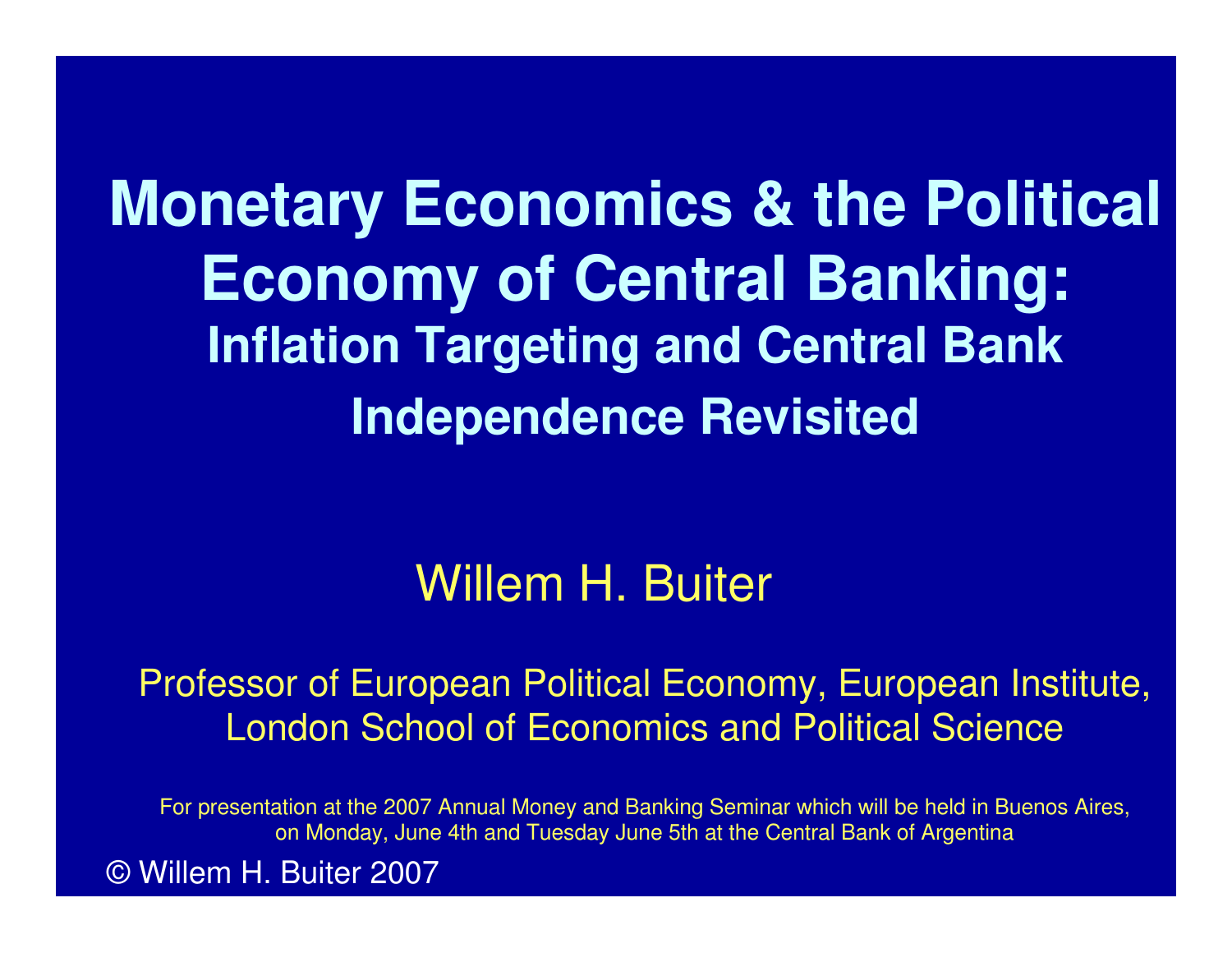# Monetary Economics & the Political Economy of Central Banking:

## Inflation Targeting and Central Bank Independence Revisited

Willem H. Buiter

Professor of European Political Economy, European Institute, London School of Economics and Political Science

For presentation at the 2007 Annual Money and Banking Seminar which will be held in Buenos Aires, on Monday, June 4th and Tuesday June 5th at the Central Bank of Argentina

© Willem H. Buiter 2007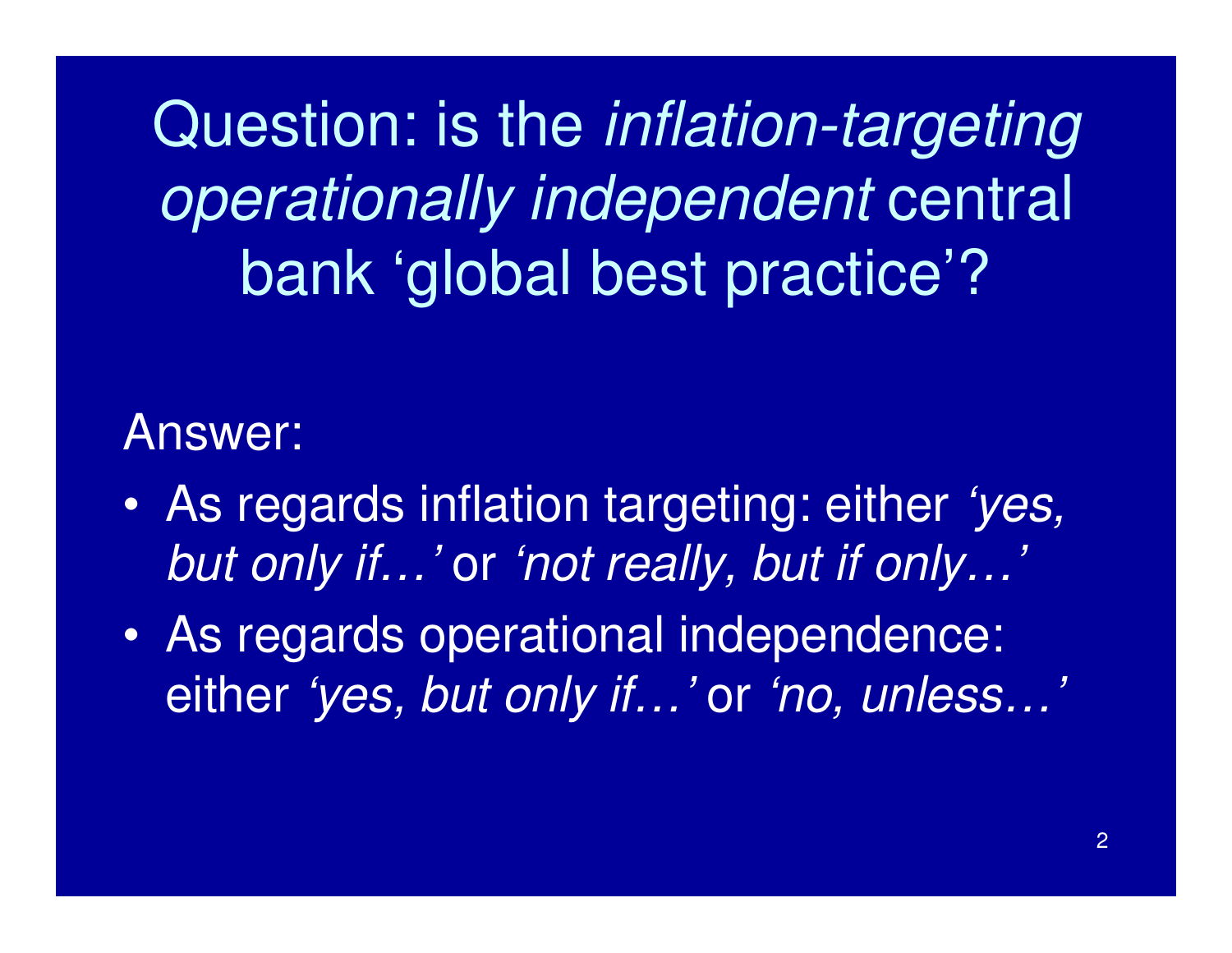# Question: is the *inflation-targeting operationally independent* central bank 'global best practice'?

Answer:

- As regards inflation targeting: either *'yes, but only if…'* or *'not really, but if only…'*
- As regards operational independence: either *'yes, but only if…'* or *'no, unless…'*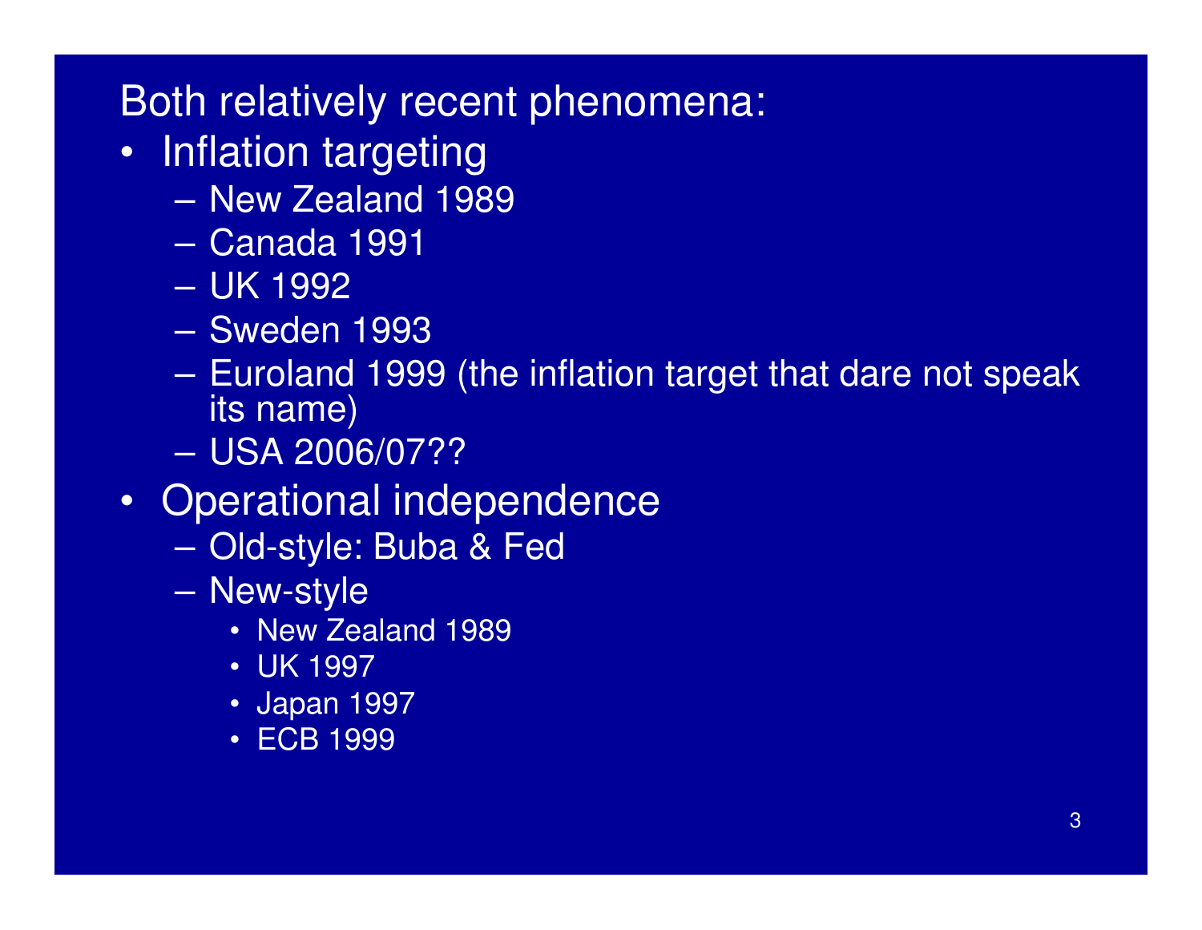Both relatively recent phenomena:

- Inflation targeting
  - New Zealand 1989
  - Canada 1991
  - UK 1992
  - Sweden 1993
  - Euroland 1999 (the inflation target that dare not speak its name)
  - USA 2006/07??
- Operational independence
  - Old-style: Buba & Fed
  - New-style
    - New Zealand 1989
    - UK 1997
    - Japan 1997
    - ECB 1999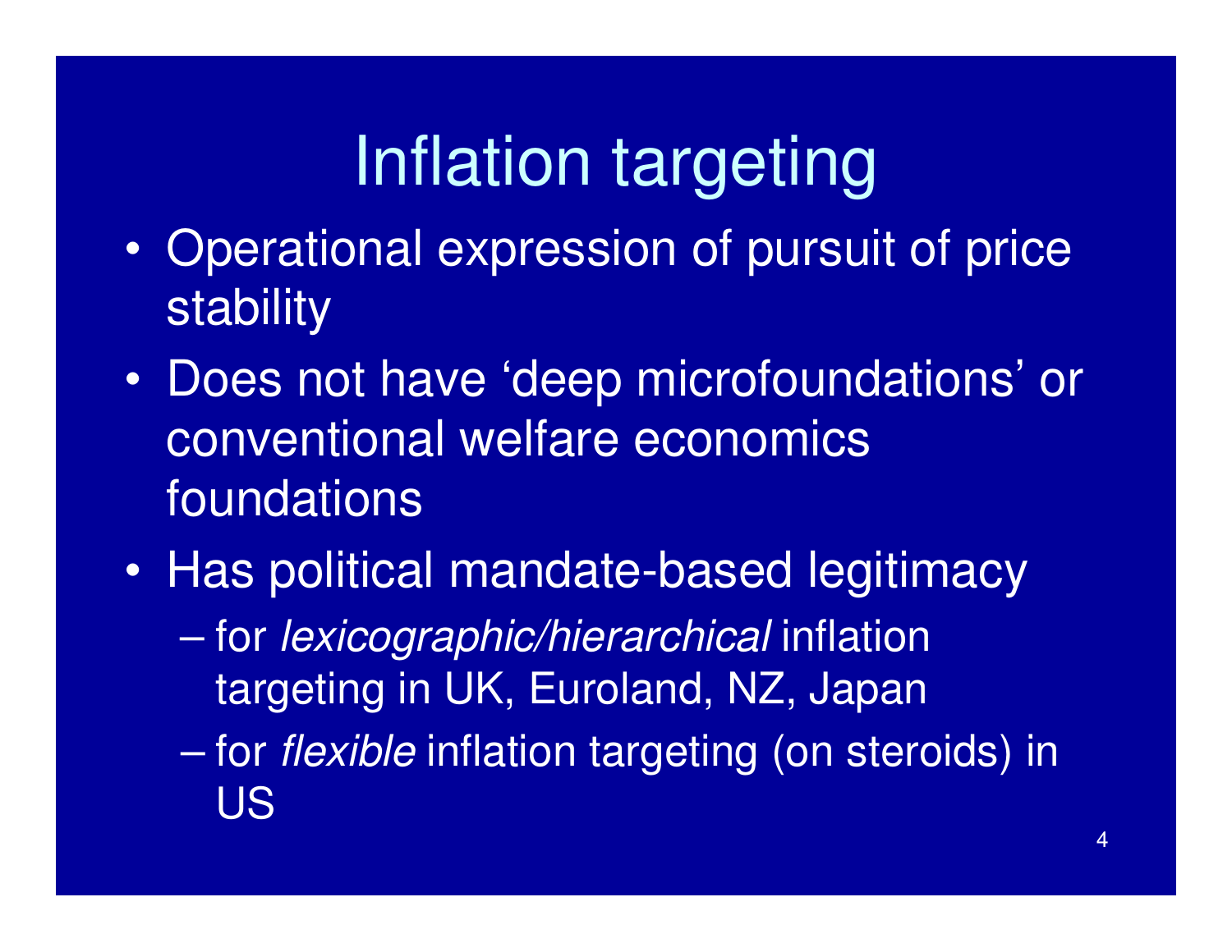# Inflation targeting

- Operational expression of pursuit of price stability
- Does not have 'deep microfoundations' or conventional welfare economics foundations
- Has political mandate-based legitimacy
  - for *lexicographic/hierarchical* inflation targeting in UK, Euroland, NZ, Japan
  - for *flexible* inflation targeting (on steroids) in US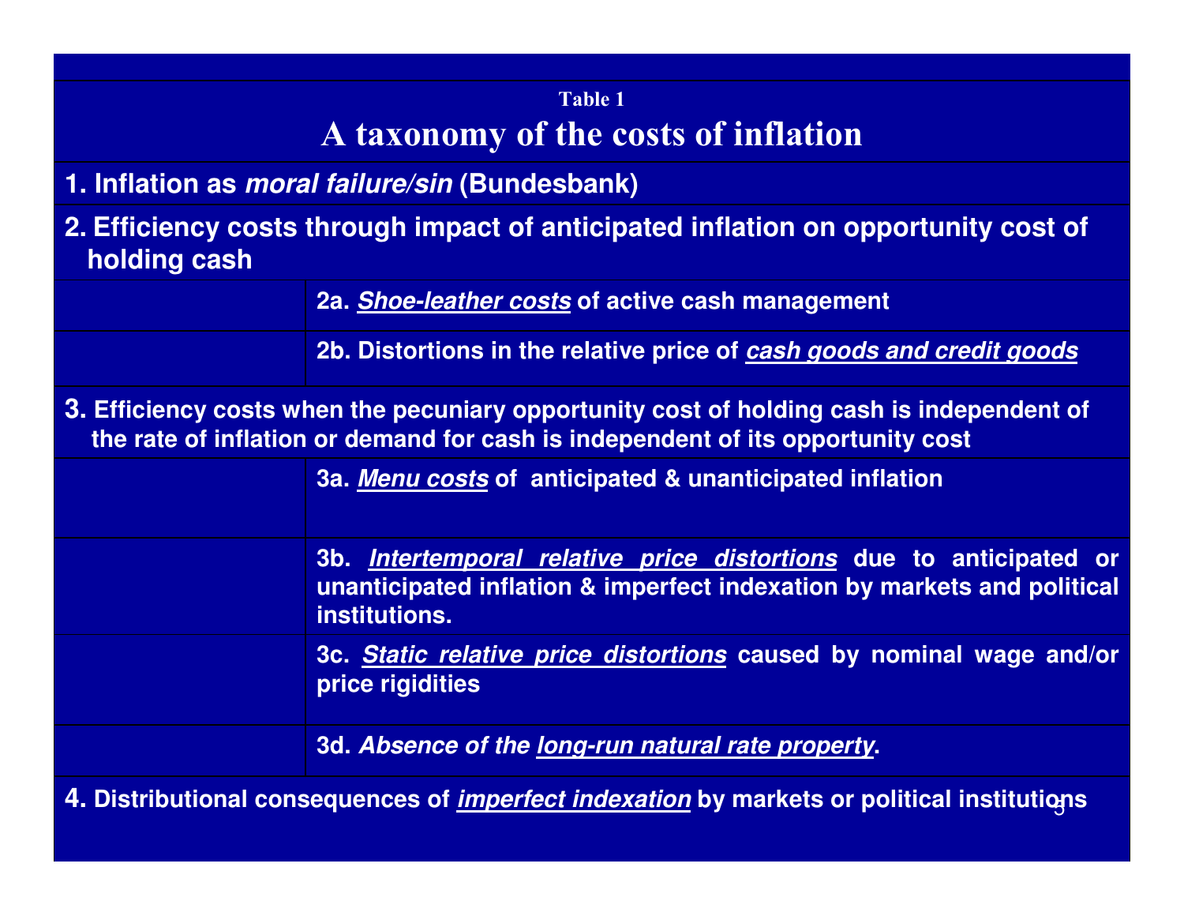**Table 1**

## A taxonomy of the costs of inflation

| | |
|---|---|
| **1. Inflation as *moral failure/sin* (Bundesbank)** | |
| **2. Efficiency costs through impact of anticipated inflation on opportunity cost of holding cash** | |
| | **2a. *Shoe-leather costs* of active cash management** |
| | **2b. Distortions in the relative price of *cash goods and credit goods*** |
| **3. Efficiency costs when the pecuniary opportunity cost of holding cash is independent of the rate of inflation or demand for cash is independent of its opportunity cost** | |
| | **3a. *Menu costs* of anticipated & unanticipated inflation** |
| | **3b. *Intertemporal relative price distortions* due to anticipated or unanticipated inflation & imperfect indexation by markets and political institutions.** <br> **3c. *Static relative price distortions* caused by nominal wage and/or price rigidities** |
| | **3d. *Absence of the long-run natural rate property*.** |
| **4. Distributional consequences of *imperfect indexation* by markets or political institutions** | |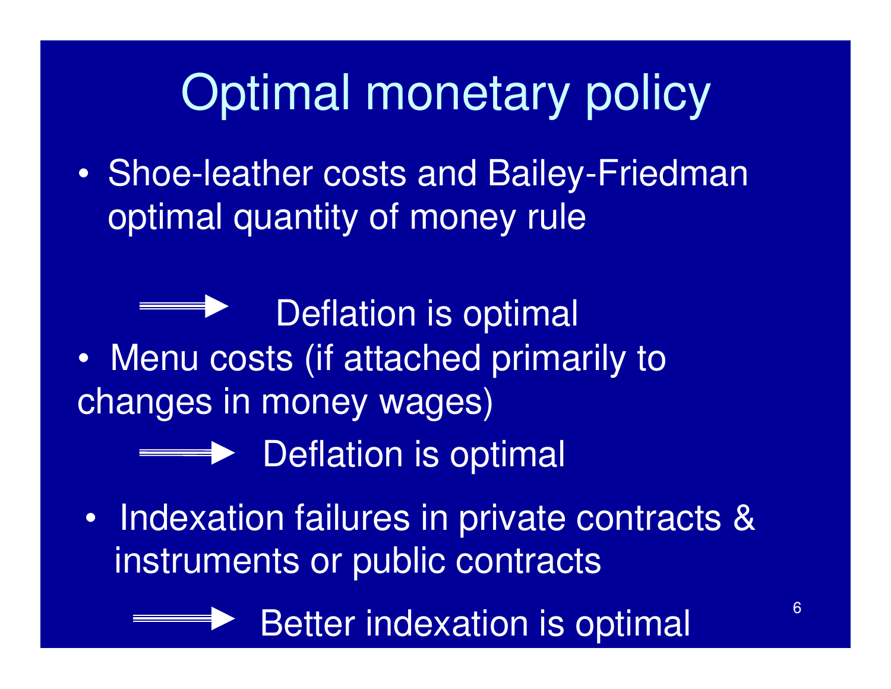# Optimal monetary policy

- Shoe-leather costs and Bailey-Friedman optimal quantity of money rule

  ⟹ Deflation is optimal

- Menu costs (if attached primarily to changes in money wages)

  ⟹ Deflation is optimal

- Indexation failures in private contracts & instruments or public contracts

  ⟹ Better indexation is optimal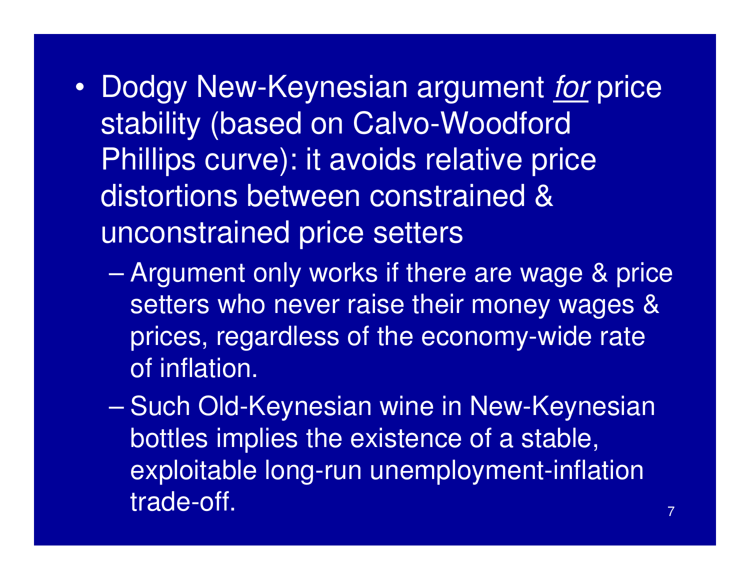- Dodgy New-Keynesian argument *for* price stability (based on Calvo-Woodford Phillips curve): it avoids relative price distortions between constrained & unconstrained price setters
  - Argument only works if there are wage & price setters who never raise their money wages & prices, regardless of the economy-wide rate of inflation.
  - Such Old-Keynesian wine in New-Keynesian bottles implies the existence of a stable, exploitable long-run unemployment-inflation trade-off.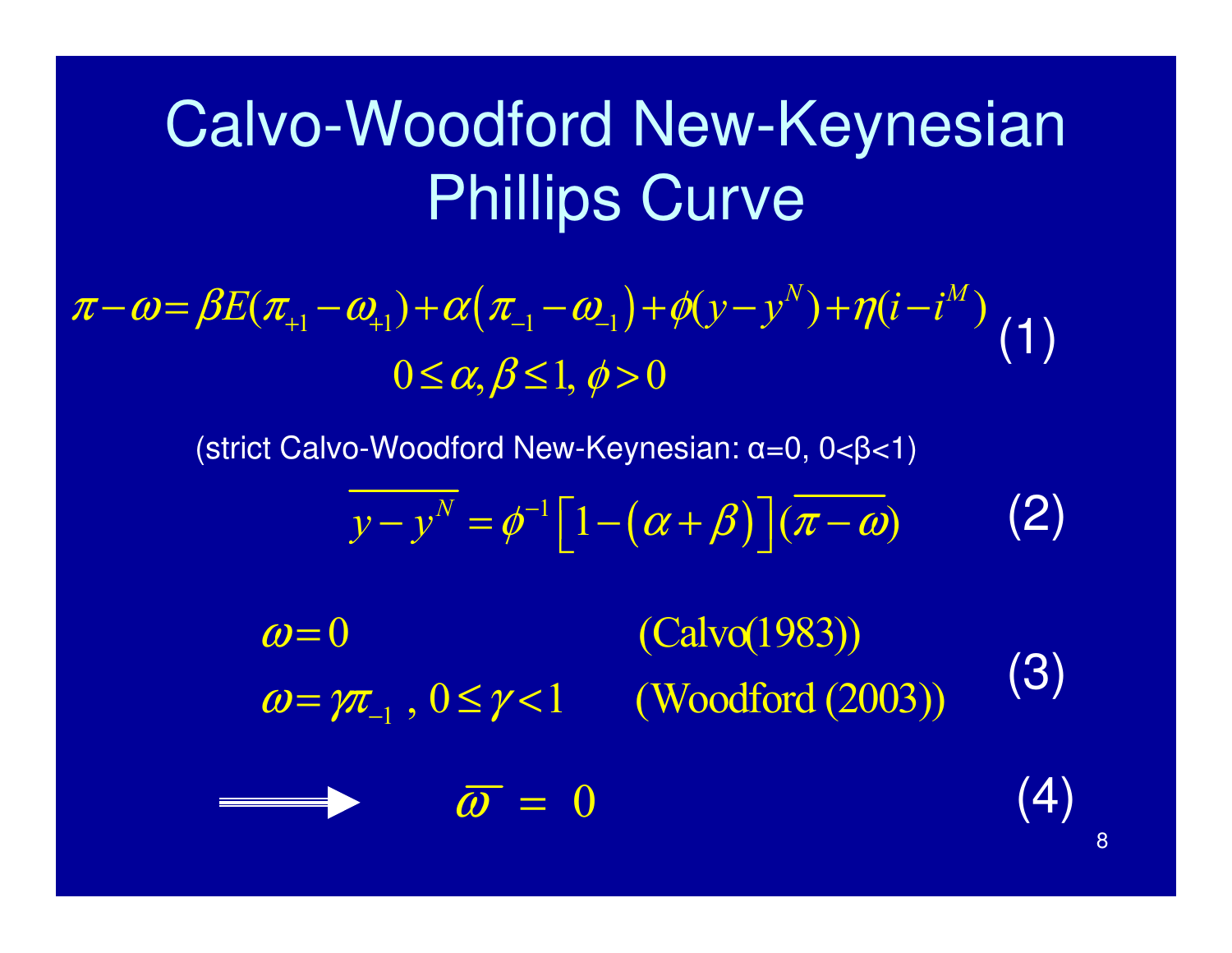# Calvo-Woodford New-Keynesian Phillips Curve

$$\pi - \omega = \beta E(\pi_{+1} - \omega_{+1}) + \alpha\left(\pi_{-1} - \omega_{-1}\right) + \phi(y - y^N) + \eta(i - i^M) \quad (1)$$

$$0 \leq \alpha, \beta \leq 1, \phi > 0$$

(strict Calvo-Woodford New-Keynesian: α=0, 0<β<1)

$$\overline{y - y^N} = \phi^{-1}\left[1 - \left(\alpha + \beta\right)\right](\overline{\pi - \omega}) \quad (2)$$

$$\omega = 0 \qquad \text{(Calvo(1983))}$$

$$\omega = \gamma\pi_{-1}\ ,\ 0 \leq \gamma < 1 \qquad \text{(Woodford (2003))} \quad (3)$$

$$\Longrightarrow \quad \overline{\omega} = 0 \quad (4)$$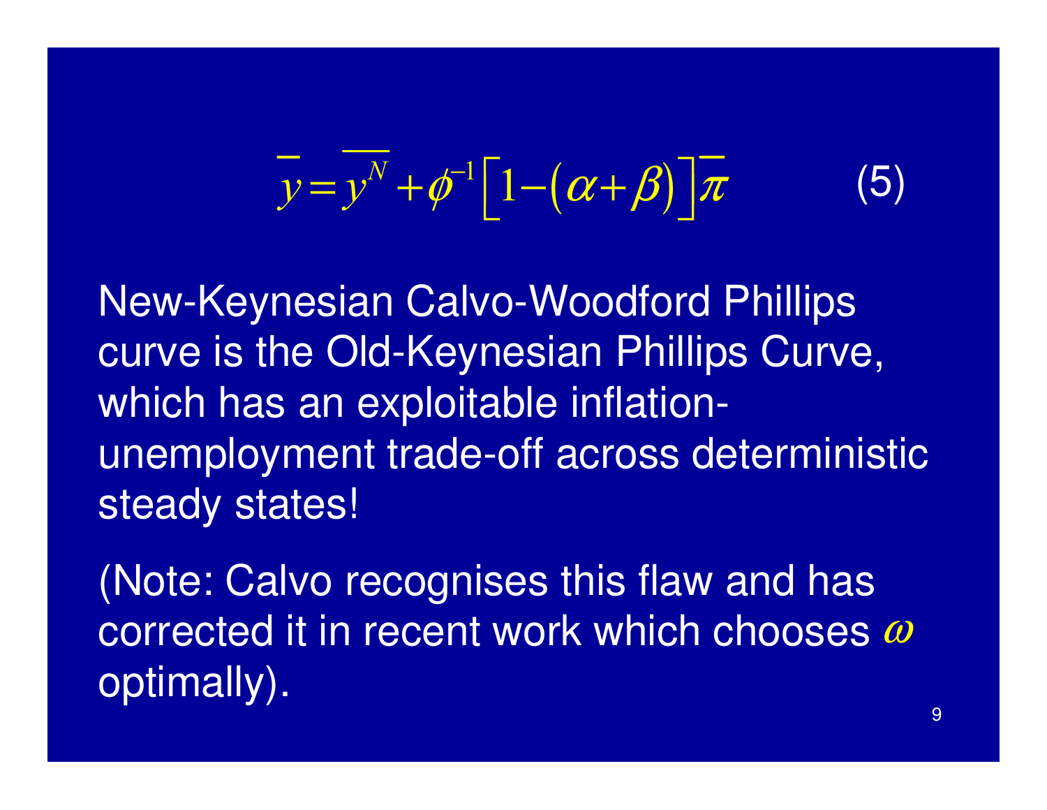$$\overline{y} = \overline{y^N} + \phi^{-1}\left[1-(\alpha+\beta)\right]\overline{\pi} \qquad (5)$$

New-Keynesian Calvo-Woodford Phillips curve is the Old-Keynesian Phillips Curve, which has an exploitable inflation-unemployment trade-off across deterministic steady states!

(Note: Calvo recognises this flaw and has corrected it in recent work which chooses $\omega$ optimally).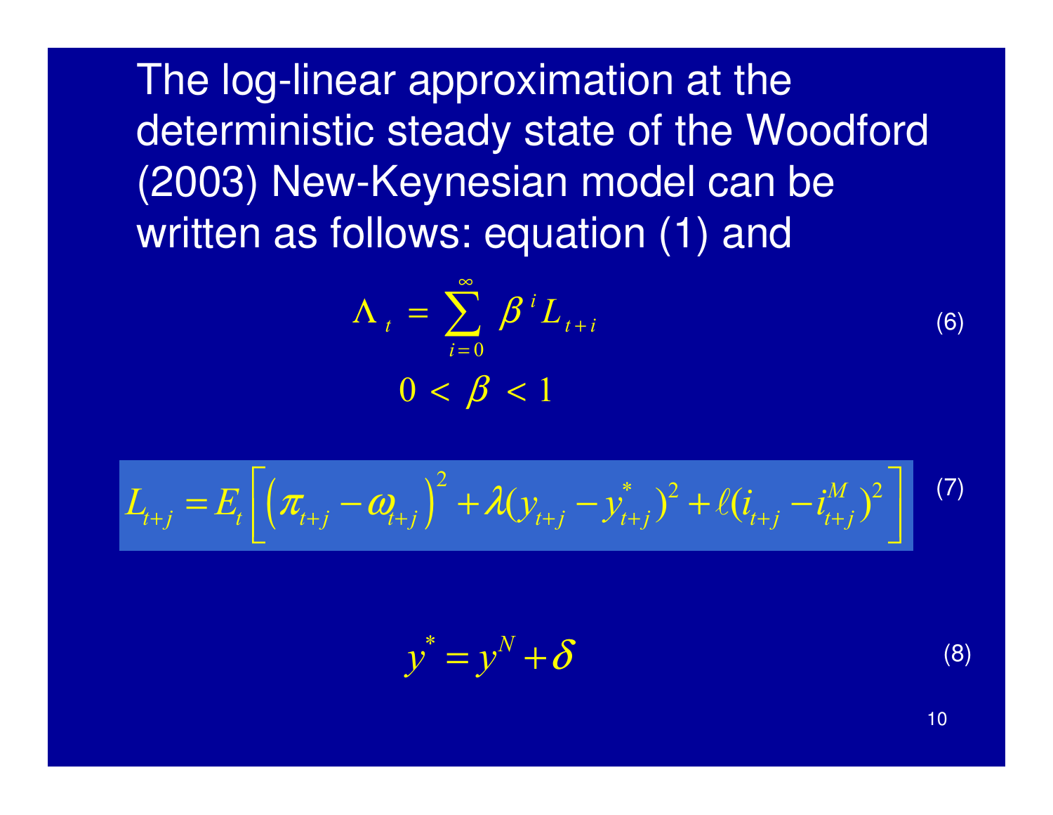The log-linear approximation at the deterministic steady state of the Woodford (2003) New-Keynesian model can be written as follows: equation (1) and

$$\Lambda_t = \sum_{i=0}^{\infty} \beta^i L_{t+i} \tag{6}$$

$$0 < \beta < 1$$

$$L_{t+j} = E_t\left[\left(\pi_{t+j} - \omega_{t+j}\right)^2 + \lambda(y_{t+j} - y^*_{t+j})^2 + \ell(i_{t+j} - i^M_{t+j})^2\right] \tag{7}$$

$$y^* = y^N + \delta \tag{8}$$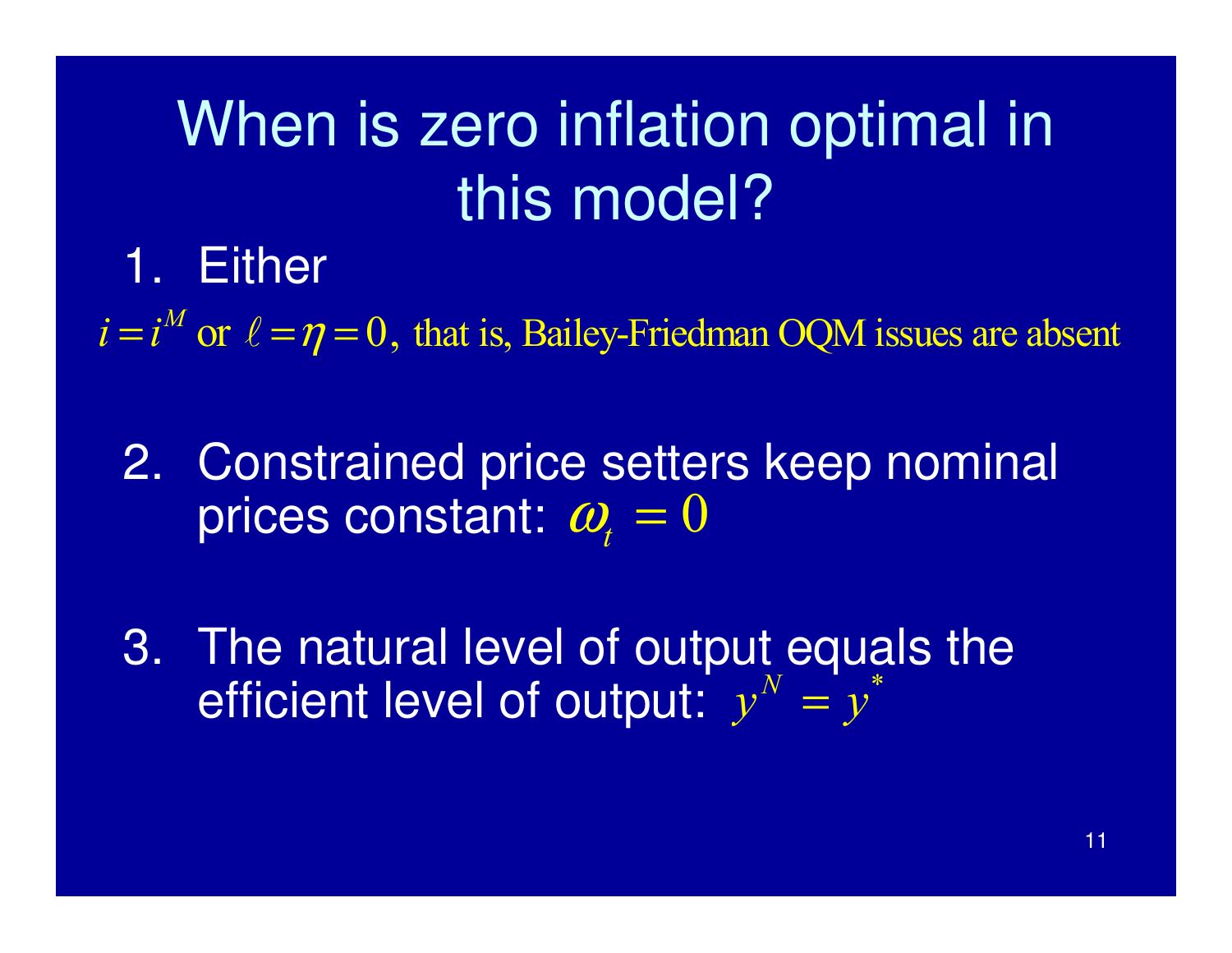# When is zero inflation optimal in this model?

1. Either

$i = i^M$ or $\ell = \eta = 0$, that is, Bailey-Friedman OQM issues are absent

2. Constrained price setters keep nominal prices constant: $\omega_t = 0$

3. The natural level of output equals the efficient level of output: $y^N = y^*$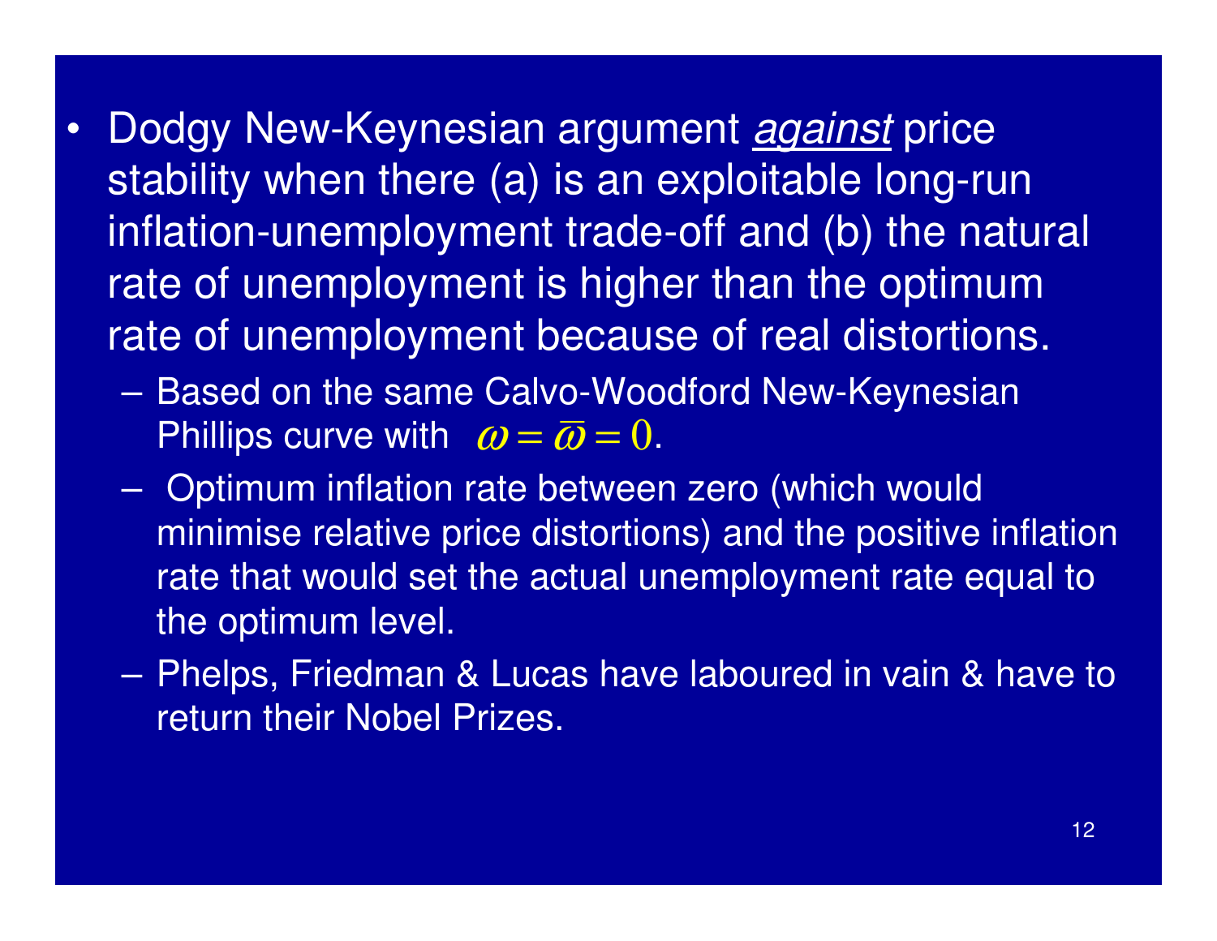- Dodgy New-Keynesian argument ***against*** price stability when there (a) is an exploitable long-run inflation-unemployment trade-off and (b) the natural rate of unemployment is higher than the optimum rate of unemployment because of real distortions.
  - Based on the same Calvo-Woodford New-Keynesian Phillips curve with $\omega = \bar{\omega} = 0$.
  - Optimum inflation rate between zero (which would minimise relative price distortions) and the positive inflation rate that would set the actual unemployment rate equal to the optimum level.
  - Phelps, Friedman & Lucas have laboured in vain & have to return their Nobel Prizes.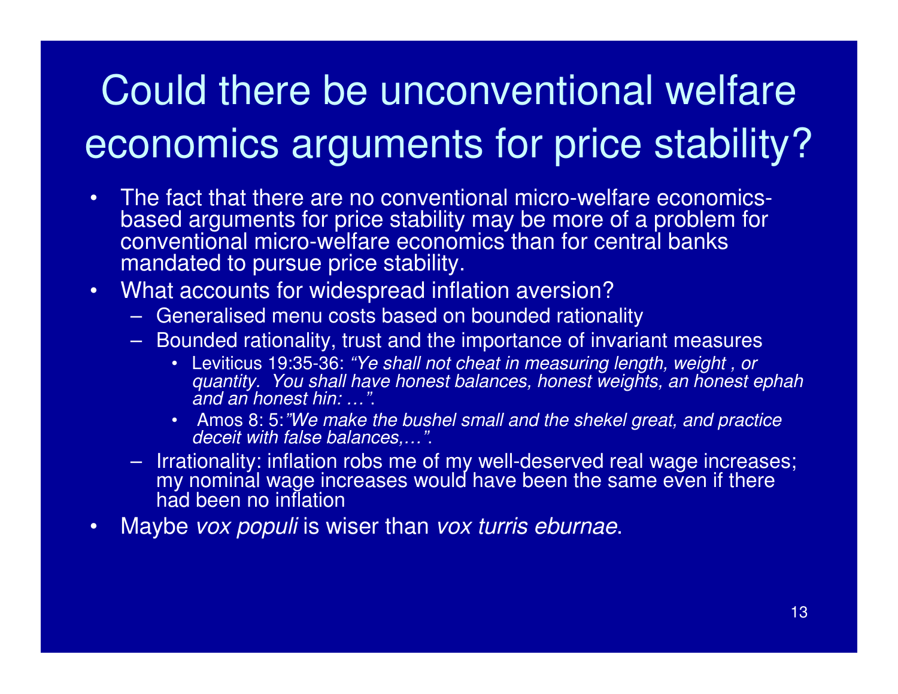# Could there be unconventional welfare economics arguments for price stability?

- The fact that there are no conventional micro-welfare economics-based arguments for price stability may be more of a problem for conventional micro-welfare economics than for central banks mandated to pursue price stability.
- What accounts for widespread inflation aversion?
  - Generalised menu costs based on bounded rationality
  - Bounded rationality, trust and the importance of invariant measures
    - Leviticus 19:35-36: *"Ye shall not cheat in measuring length, weight , or quantity. You shall have honest balances, honest weights, an honest ephah and an honest hin: …"*.
    - Amos 8: 5:*"We make the bushel small and the shekel great, and practice deceit with false balances,…"*.
  - Irrationality: inflation robs me of my well-deserved real wage increases; my nominal wage increases would have been the same even if there had been no inflation
- Maybe *vox populi* is wiser than *vox turris eburnae*.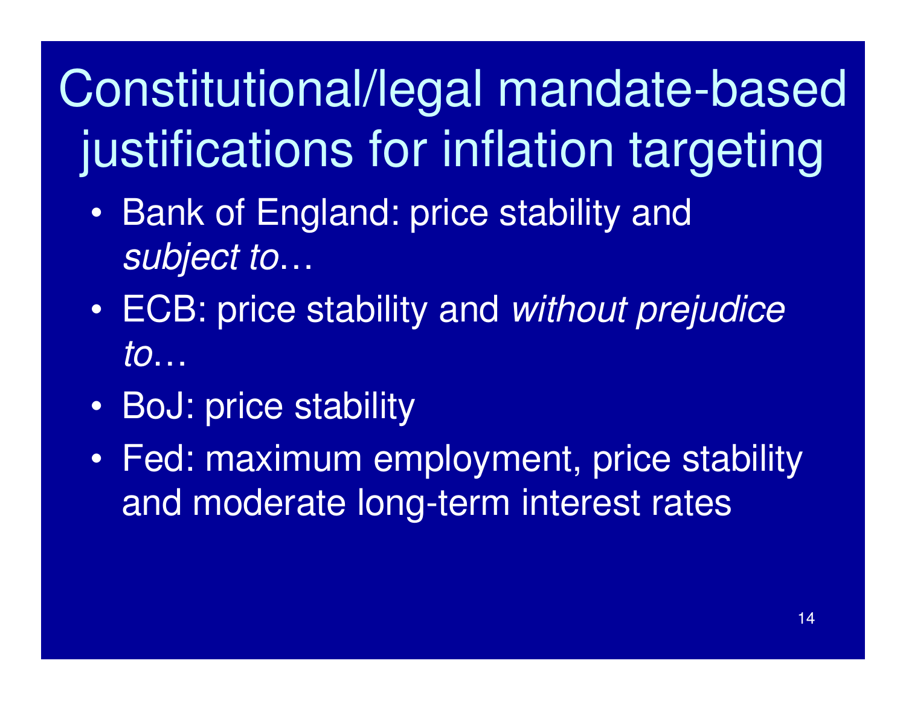# Constitutional/legal mandate-based justifications for inflation targeting

- Bank of England: price stability and *subject to*…
- ECB: price stability and *without prejudice to*…
- BoJ: price stability
- Fed: maximum employment, price stability and moderate long-term interest rates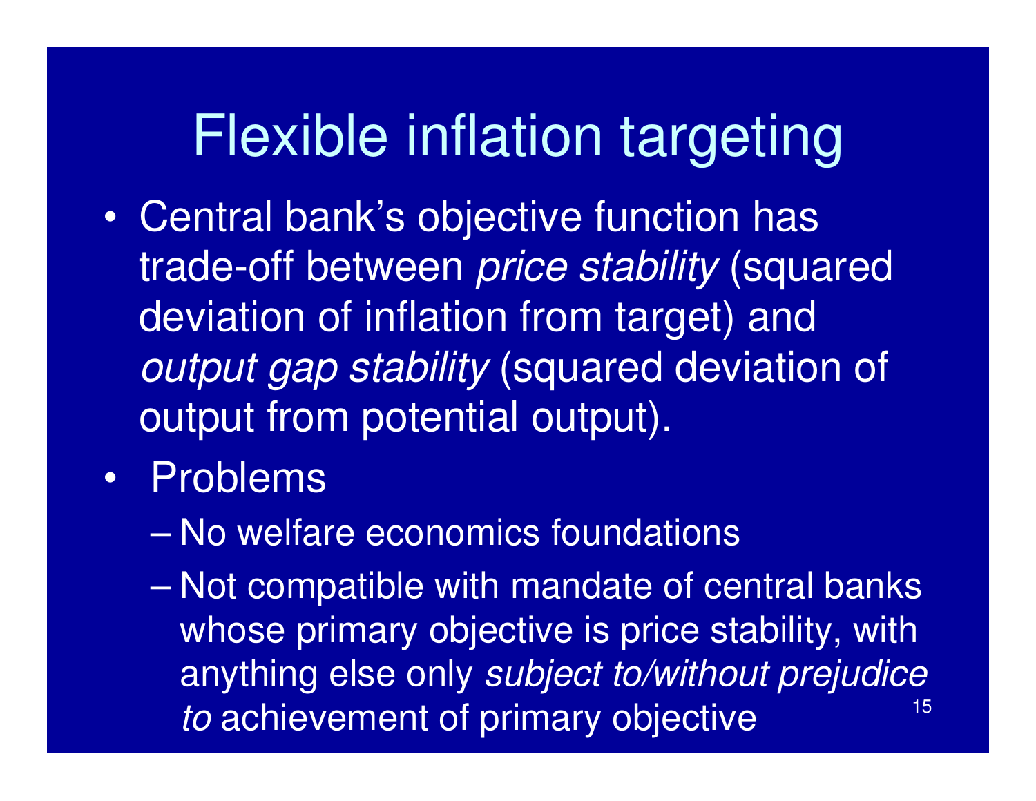# Flexible inflation targeting

- Central bank's objective function has trade-off between *price stability* (squared deviation of inflation from target) and *output gap stability* (squared deviation of output from potential output).
- Problems
  - No welfare economics foundations
  - Not compatible with mandate of central banks whose primary objective is price stability, with anything else only *subject to/without prejudice to* achievement of primary objective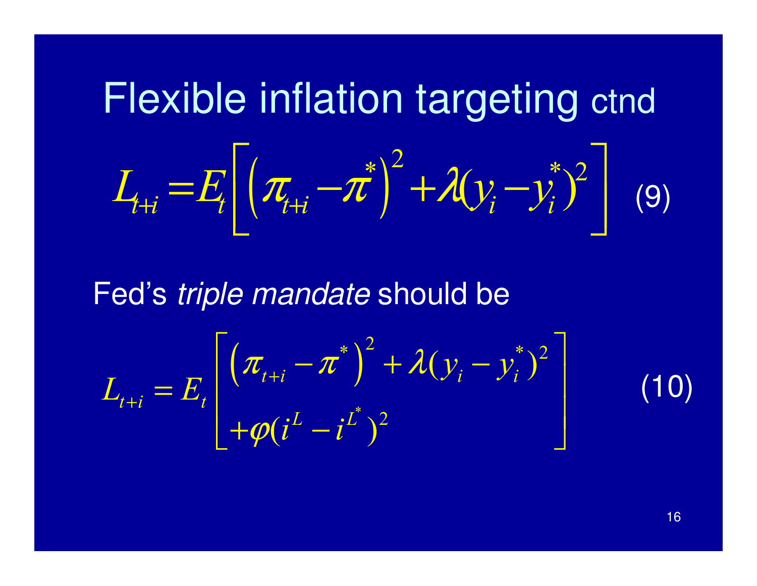# Flexible inflation targeting ctnd

$$L_{t+i} = E_t\left[\left(\pi_{t+i} - \pi^*\right)^2 + \lambda(y_i - y_i^*)^2\right] \quad (9)$$

Fed's *triple mandate* should be

$$L_{t+i} = E_t\left[\begin{array}{l}\left(\pi_{t+i} - \pi^*\right)^2 + \lambda(y_i - y_i^*)^2 \\ +\varphi(i^L - i^{L^*})^2\end{array}\right] \quad (10)$$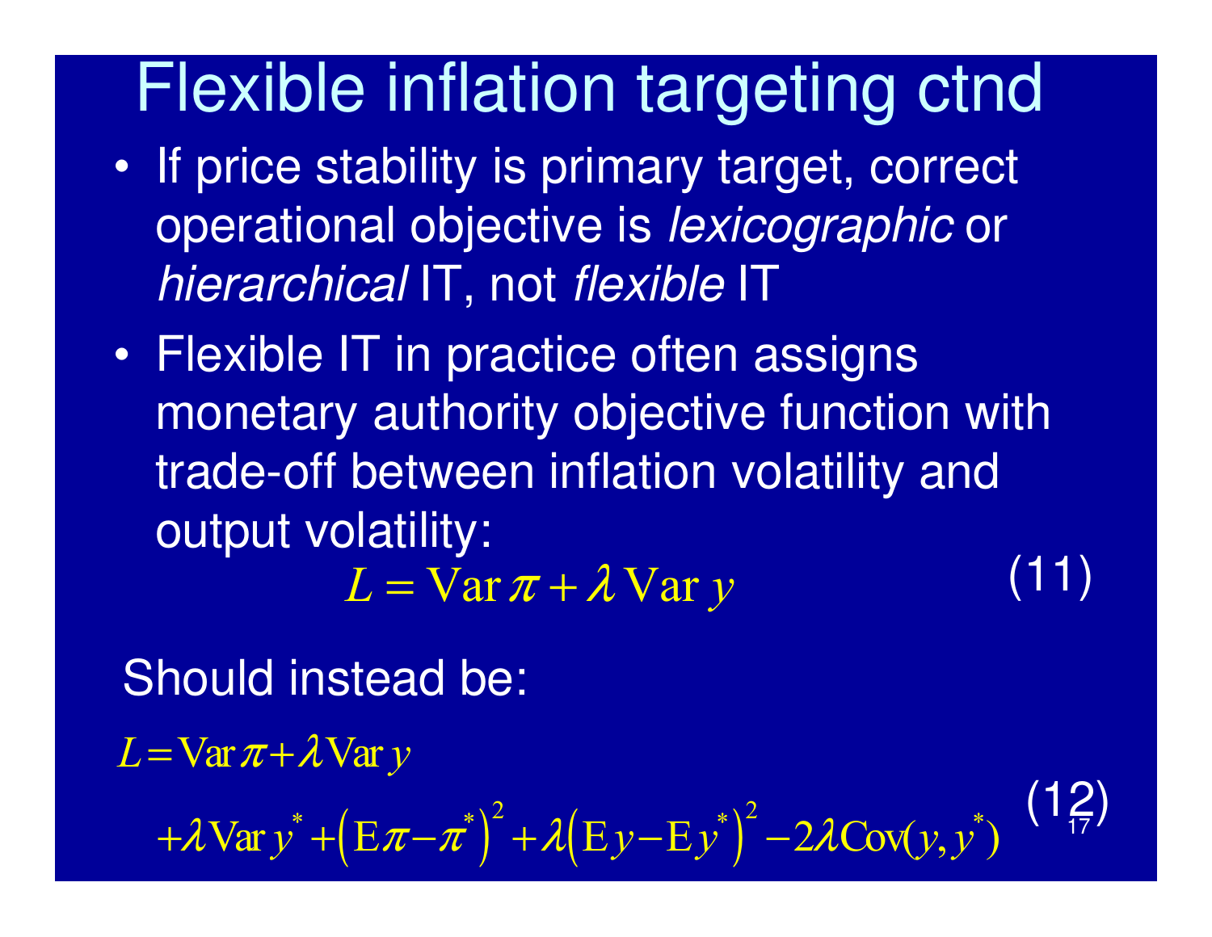# Flexible inflation targeting ctnd

- If price stability is primary target, correct operational objective is *lexicographic* or *hierarchical* IT, not *flexible* IT
- Flexible IT in practice often assigns monetary authority objective function with trade-off between inflation volatility and output volatility:

$$L = \operatorname{Var}\pi + \lambda \operatorname{Var} y \tag{11}$$

Should instead be:

$$\begin{aligned} L = {} & \operatorname{Var}\pi + \lambda \operatorname{Var} y \\ & + \lambda \operatorname{Var} y^* + \left(\mathrm{E}\pi - \pi^*\right)^2 + \lambda\left(\mathrm{E}y - \mathrm{E}y^*\right)^2 - 2\lambda \operatorname{Cov}(y, y^*) \end{aligned} \tag{12}$$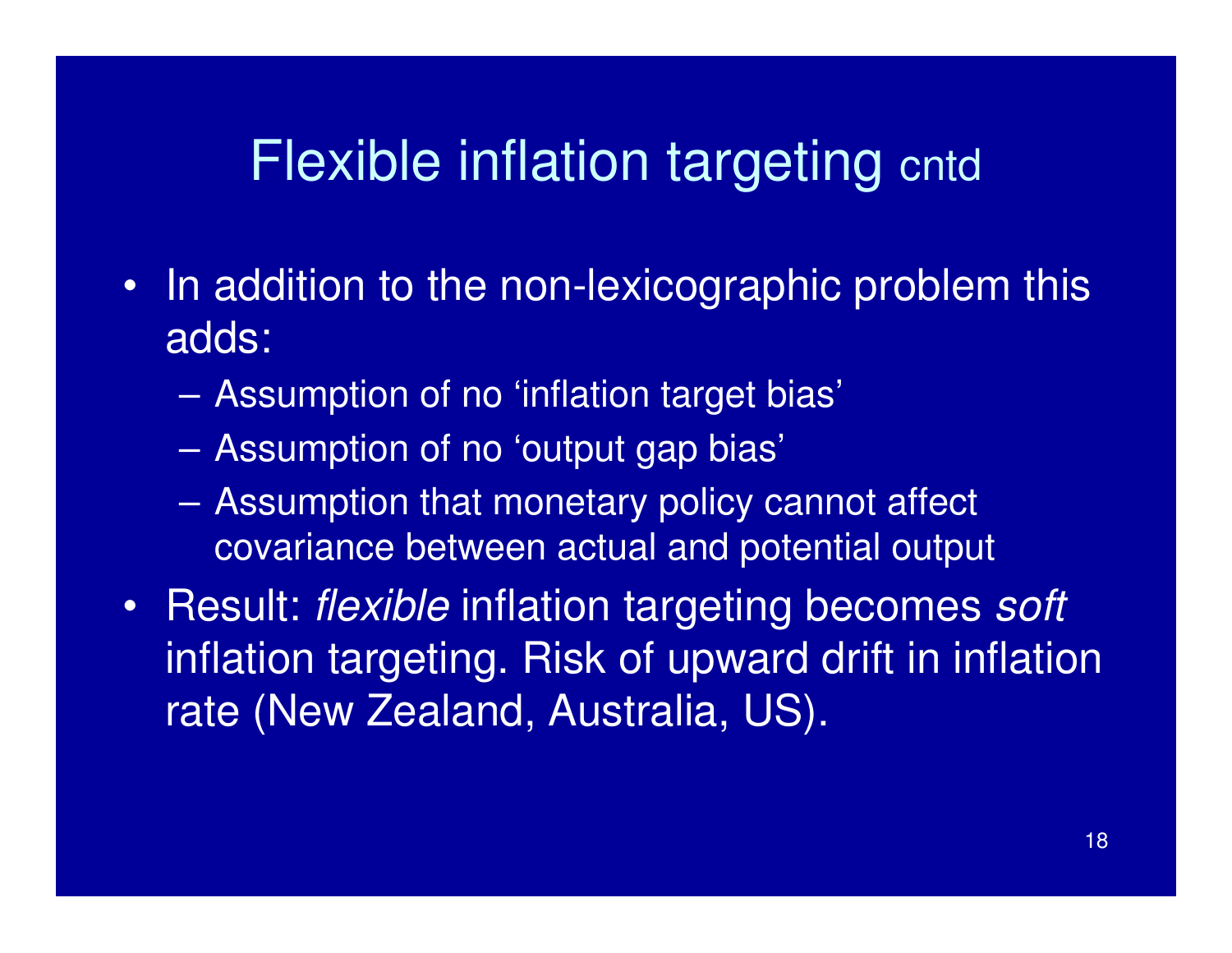# Flexible inflation targeting cntd

- In addition to the non-lexicographic problem this adds:
  - Assumption of no 'inflation target bias'
  - Assumption of no 'output gap bias'
  - Assumption that monetary policy cannot affect covariance between actual and potential output
- Result: *flexible* inflation targeting becomes *soft* inflation targeting. Risk of upward drift in inflation rate (New Zealand, Australia, US).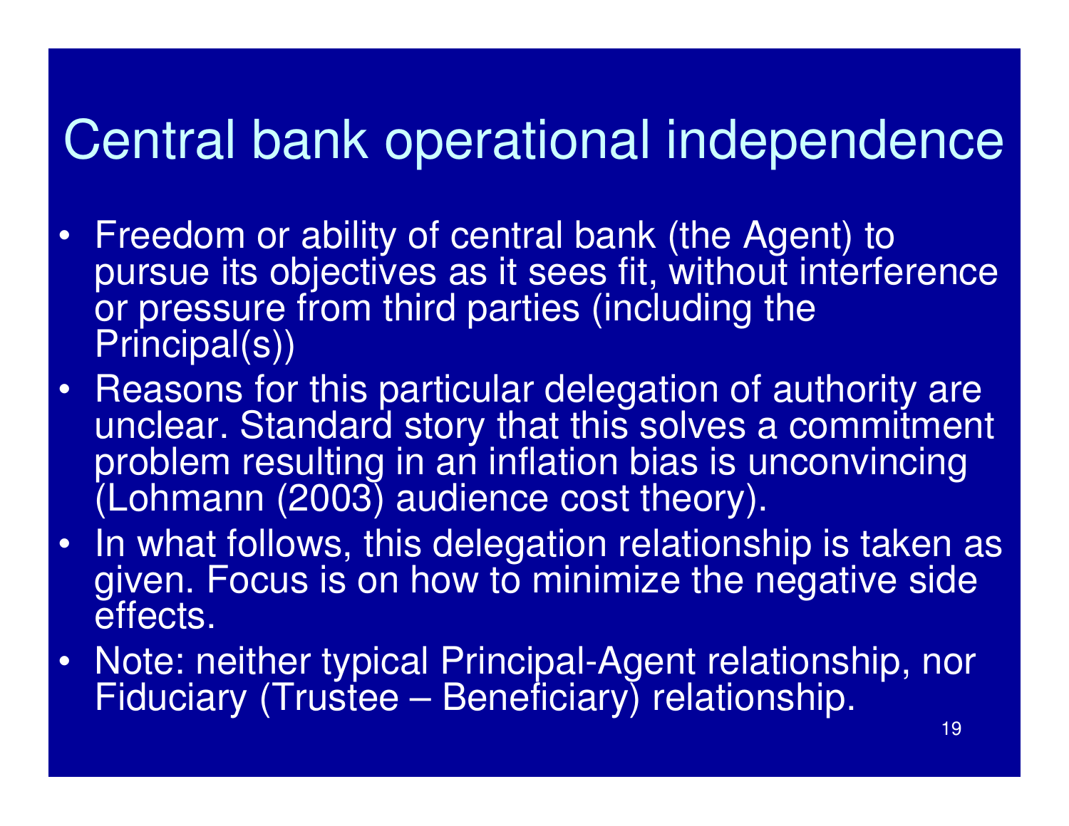# Central bank operational independence

- Freedom or ability of central bank (the Agent) to pursue its objectives as it sees fit, without interference or pressure from third parties (including the Principal(s))
- Reasons for this particular delegation of authority are unclear. Standard story that this solves a commitment problem resulting in an inflation bias is unconvincing (Lohmann (2003) audience cost theory).
- In what follows, this delegation relationship is taken as given. Focus is on how to minimize the negative side effects.
- Note: neither typical Principal-Agent relationship, nor Fiduciary (Trustee – Beneficiary) relationship.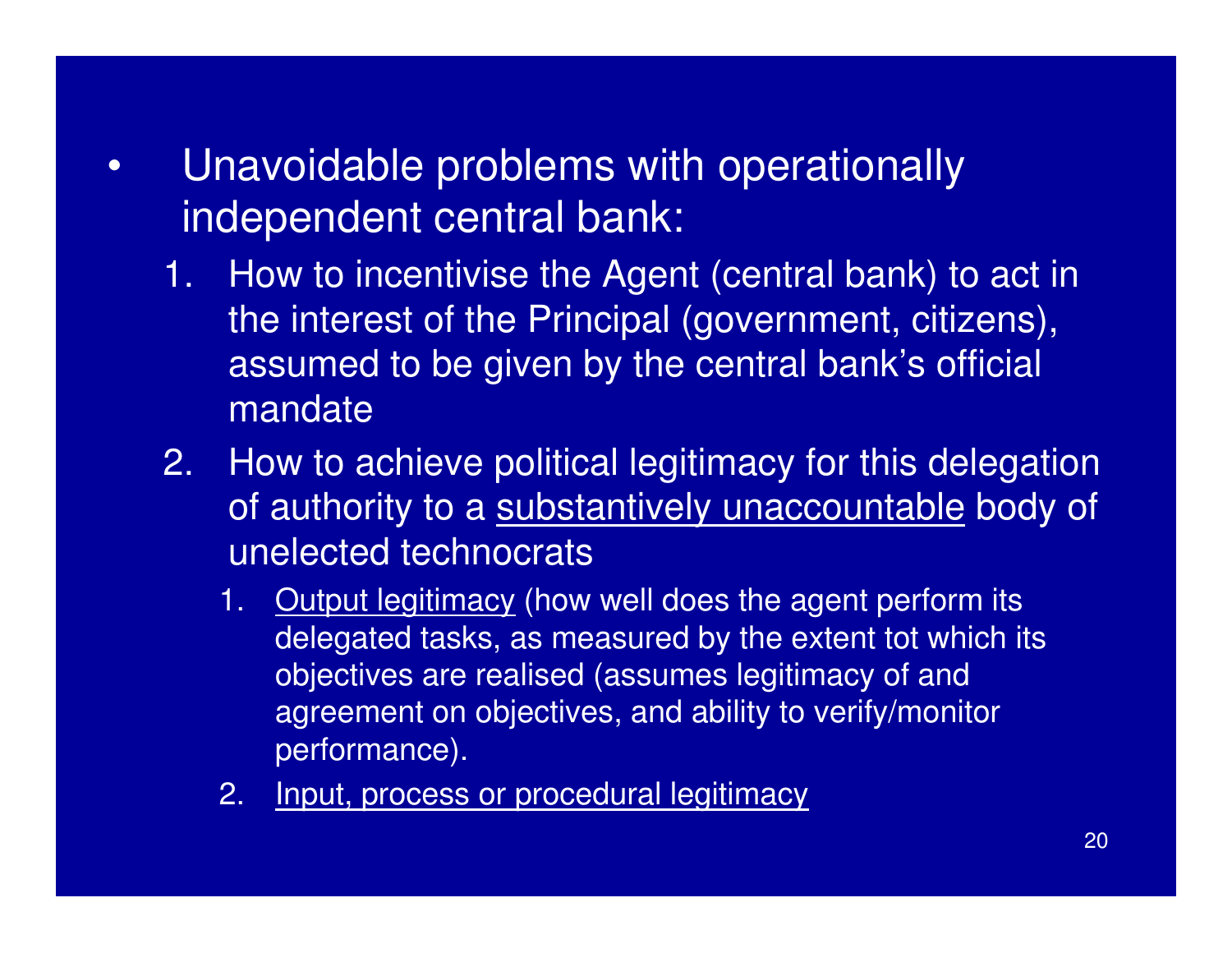- Unavoidable problems with operationally independent central bank:
  1. How to incentivise the Agent (central bank) to act in the interest of the Principal (government, citizens), assumed to be given by the central bank's official mandate
  2. How to achieve political legitimacy for this delegation of authority to a <u>substantively unaccountable</u> body of unelected technocrats
     1. <u>Output legitimacy</u> (how well does the agent perform its delegated tasks, as measured by the extent tot which its objectives are realised (assumes legitimacy of and agreement on objectives, and ability to verify/monitor performance).
     2. <u>Input, process or procedural legitimacy</u>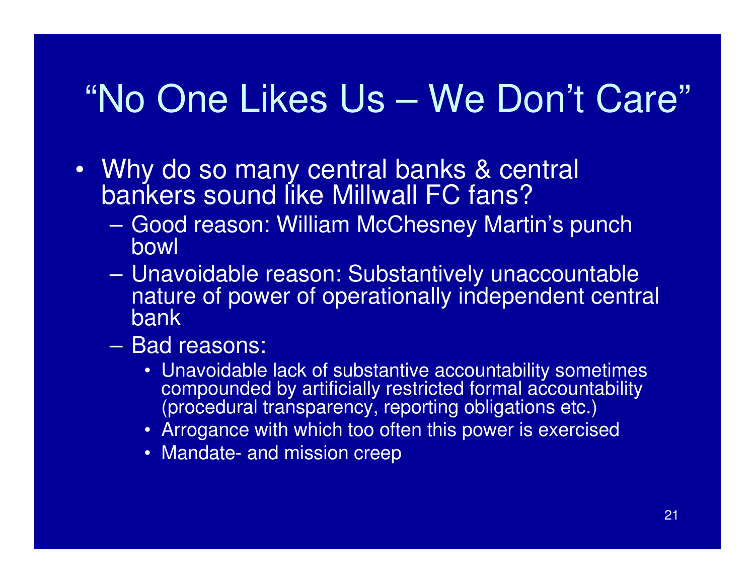# "No One Likes Us – We Don't Care"

- Why do so many central banks & central bankers sound like Millwall FC fans?
  - Good reason: William McChesney Martin's punch bowl
  - Unavoidable reason: Substantively unaccountable nature of power of operationally independent central bank
  - Bad reasons:
    - Unavoidable lack of substantive accountability sometimes compounded by artificially restricted formal accountability (procedural transparency, reporting obligations etc.)
    - Arrogance with which too often this power is exercised
    - Mandate- and mission creep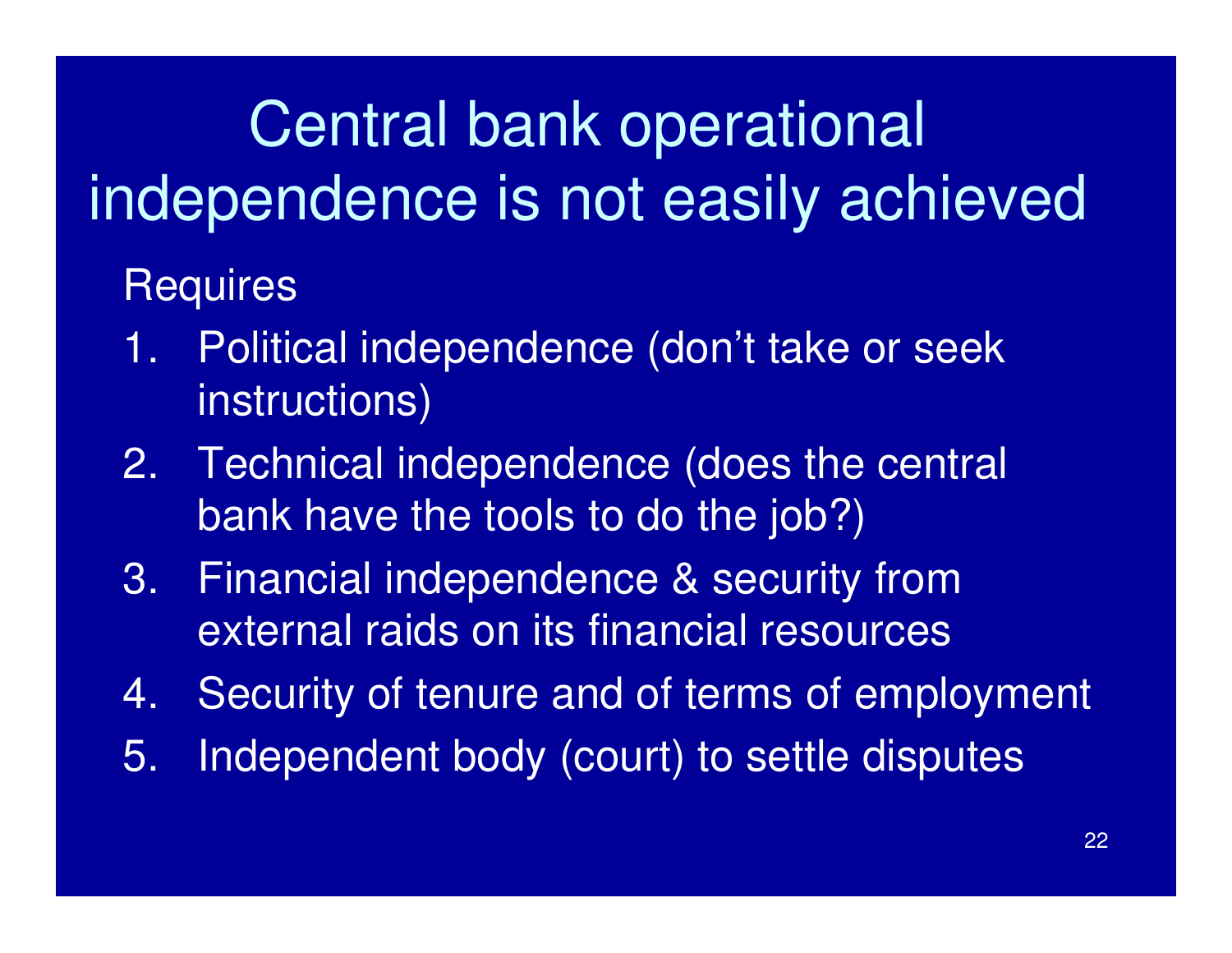# Central bank operational independence is not easily achieved

Requires

1. Political independence (don't take or seek instructions)
2. Technical independence (does the central bank have the tools to do the job?)
3. Financial independence & security from external raids on its financial resources
4. Security of tenure and of terms of employment
5. Independent body (court) to settle disputes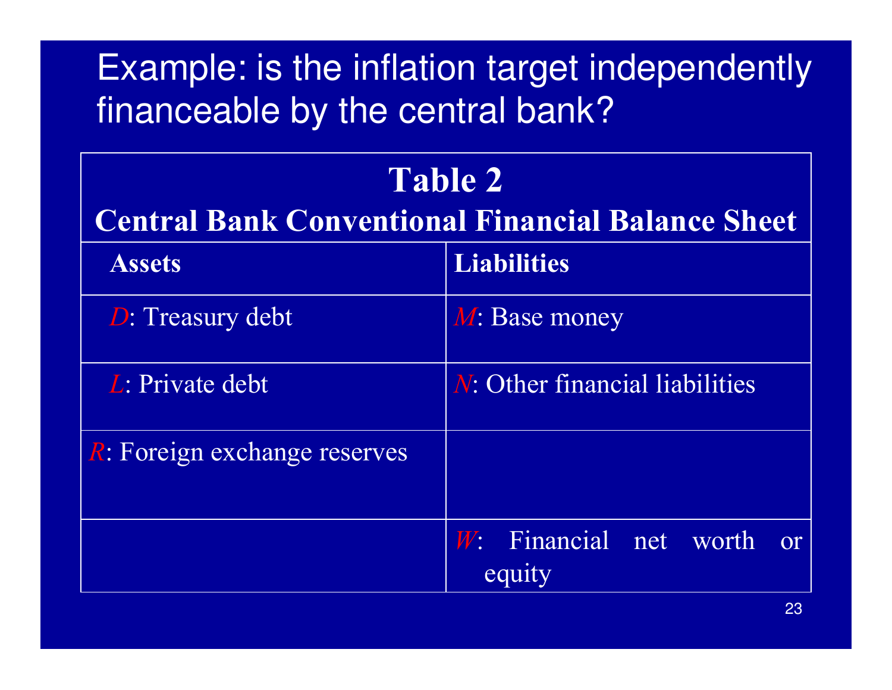# Example: is the inflation target independently financeable by the central bank?

**Table 2**

**Central Bank Conventional Financial Balance Sheet**

| **Assets** | **Liabilities** |
|---|---|
| *D*: Treasury debt | *M*: Base money |
| *L*: Private debt | *N*: Other financial liabilities |
| *R*: Foreign exchange reserves | |
| | *W*: Financial net worth or equity |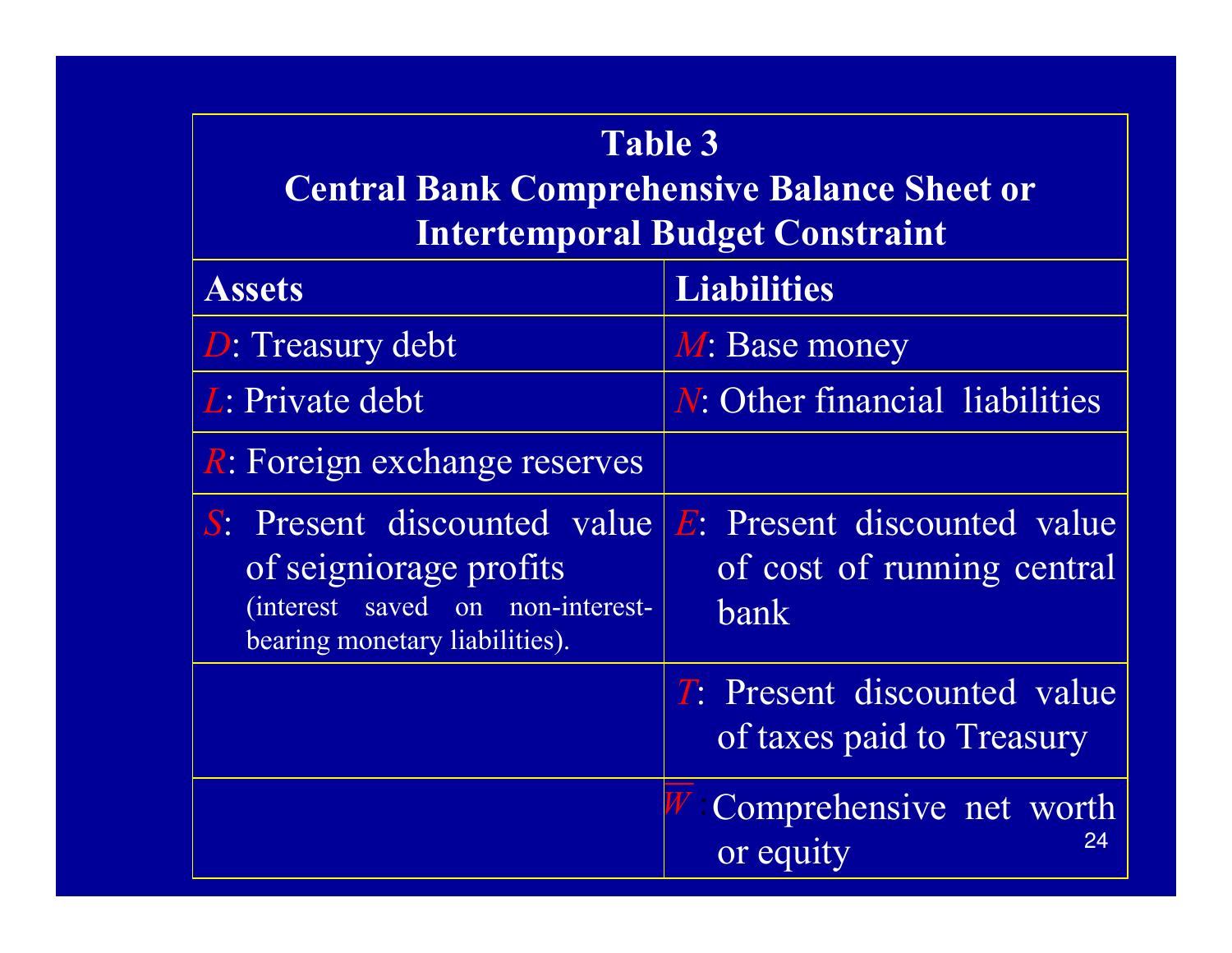**Table 3**
**Central Bank Comprehensive Balance Sheet or Intertemporal Budget Constraint**

| **Assets** | **Liabilities** |
| --- | --- |
| $D$: Treasury debt | $M$: Base money |
| $L$: Private debt | $N$: Other financial liabilities |
| $R$: Foreign exchange reserves | |
| $S$: Present discounted value of seigniorage profits (interest saved on non-interest-bearing monetary liabilities). | $E$: Present discounted value of cost of running central bank |
| | $T$: Present discounted value of taxes paid to Treasury |
| | $\overline{W}$: Comprehensive net worth or equity |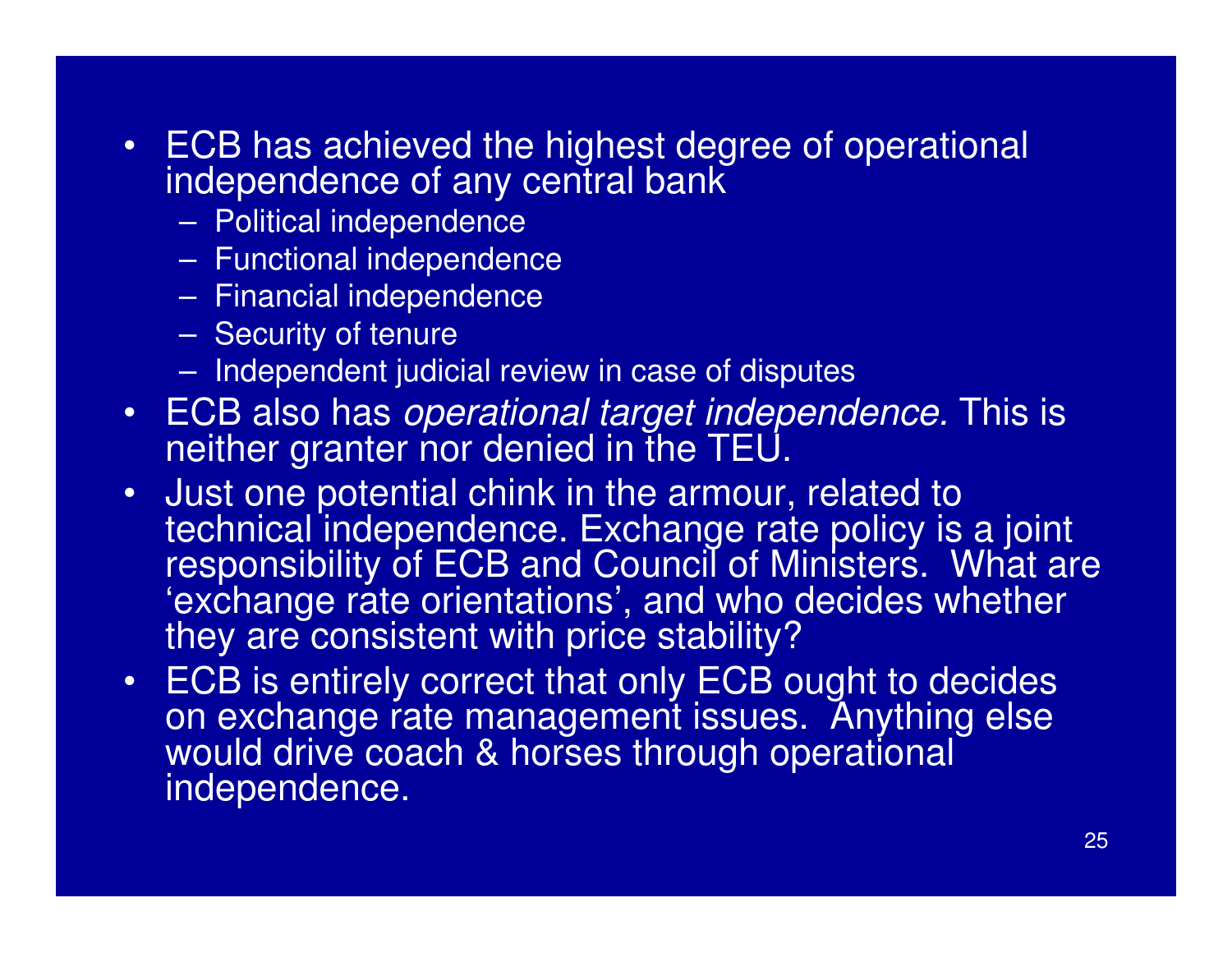- ECB has achieved the highest degree of operational independence of any central bank
  - Political independence
  - Functional independence
  - Financial independence
  - Security of tenure
  - Independent judicial review in case of disputes
- ECB also has *operational target independence.* This is neither granter nor denied in the TEU.
- Just one potential chink in the armour, related to technical independence. Exchange rate policy is a joint responsibility of ECB and Council of Ministers. What are 'exchange rate orientations', and who decides whether they are consistent with price stability?
- ECB is entirely correct that only ECB ought to decides on exchange rate management issues. Anything else would drive coach & horses through operational independence.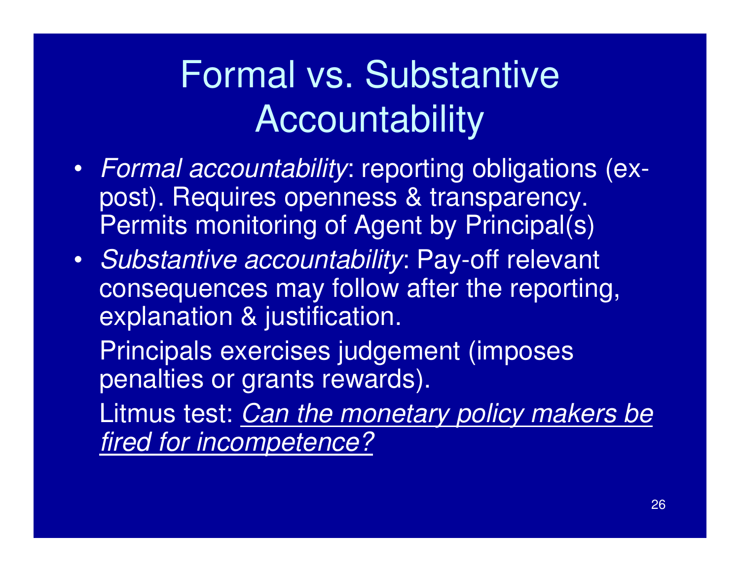# Formal vs. Substantive Accountability

- *Formal accountability*: reporting obligations (ex-post). Requires openness & transparency. Permits monitoring of Agent by Principal(s)
- *Substantive accountability*: Pay-off relevant consequences may follow after the reporting, explanation & justification.

  Principals exercises judgement (imposes penalties or grants rewards).

  Litmus test: <u>*Can the monetary policy makers be fired for incompetence?*</u>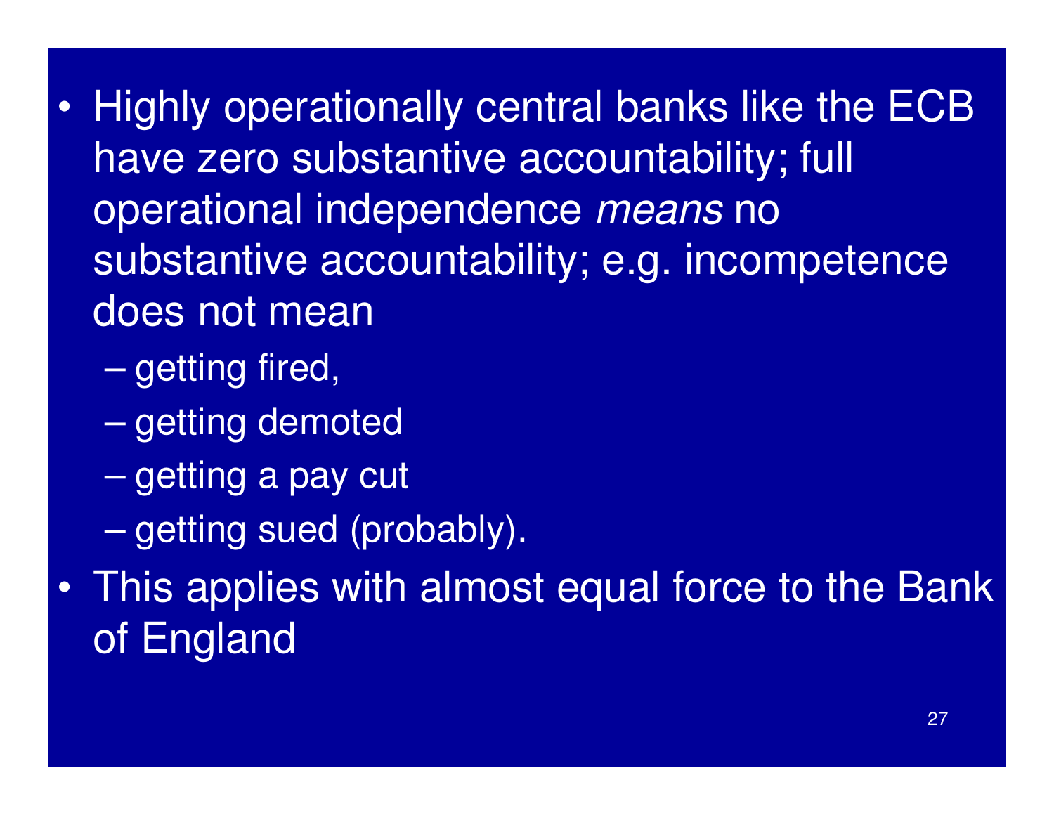- Highly operationally central banks like the ECB have zero substantive accountability; full operational independence *means* no substantive accountability; e.g. incompetence does not mean
  - getting fired,
  - getting demoted
  - getting a pay cut
  - getting sued (probably).
- This applies with almost equal force to the Bank of England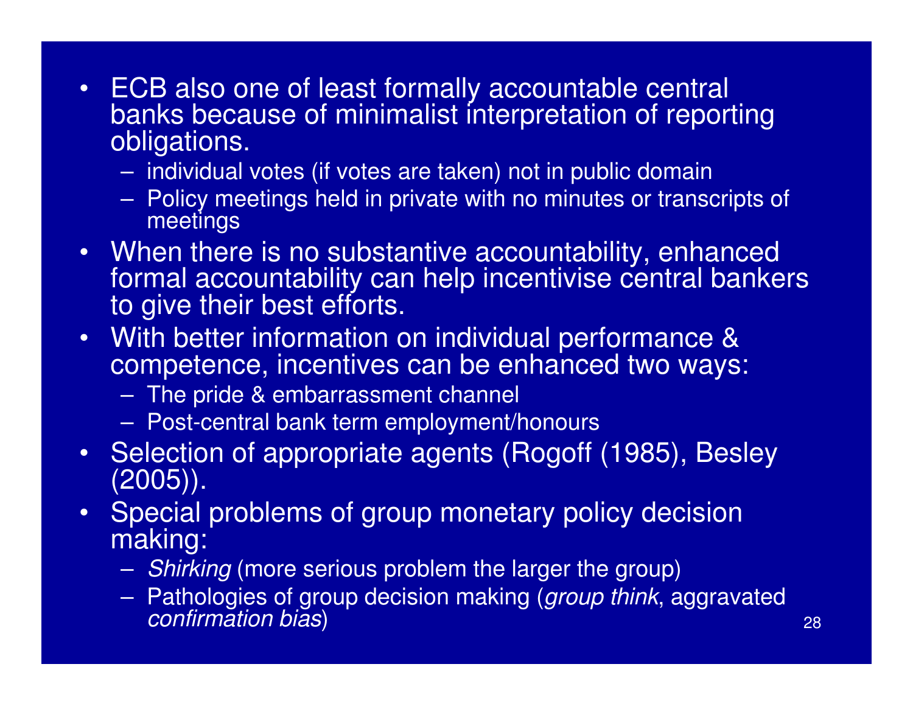- ECB also one of least formally accountable central banks because of minimalist interpretation of reporting obligations.
  - individual votes (if votes are taken) not in public domain
  - Policy meetings held in private with no minutes or transcripts of meetings
- When there is no substantive accountability, enhanced formal accountability can help incentivise central bankers to give their best efforts.
- With better information on individual performance & competence, incentives can be enhanced two ways:
  - The pride & embarrassment channel
  - Post-central bank term employment/honours
- Selection of appropriate agents (Rogoff (1985), Besley (2005)).
- Special problems of group monetary policy decision making:
  - *Shirking* (more serious problem the larger the group)
  - Pathologies of group decision making (*group think*, aggravated *confirmation bias*)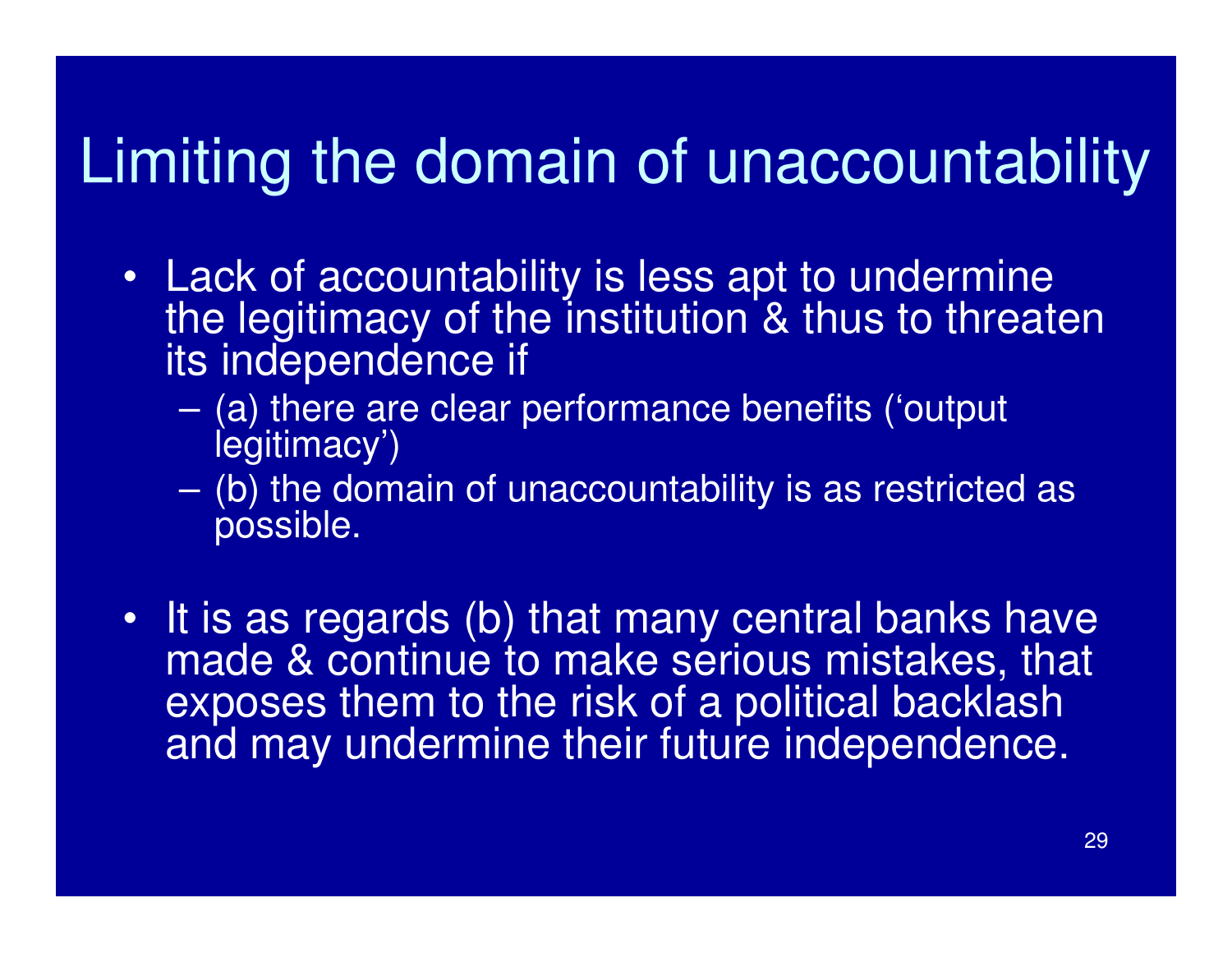# Limiting the domain of unaccountability

- Lack of accountability is less apt to undermine the legitimacy of the institution & thus to threaten its independence if
  - (a) there are clear performance benefits ('output legitimacy')
  - (b) the domain of unaccountability is as restricted as possible.

- It is as regards (b) that many central banks have made & continue to make serious mistakes, that exposes them to the risk of a political backlash and may undermine their future independence.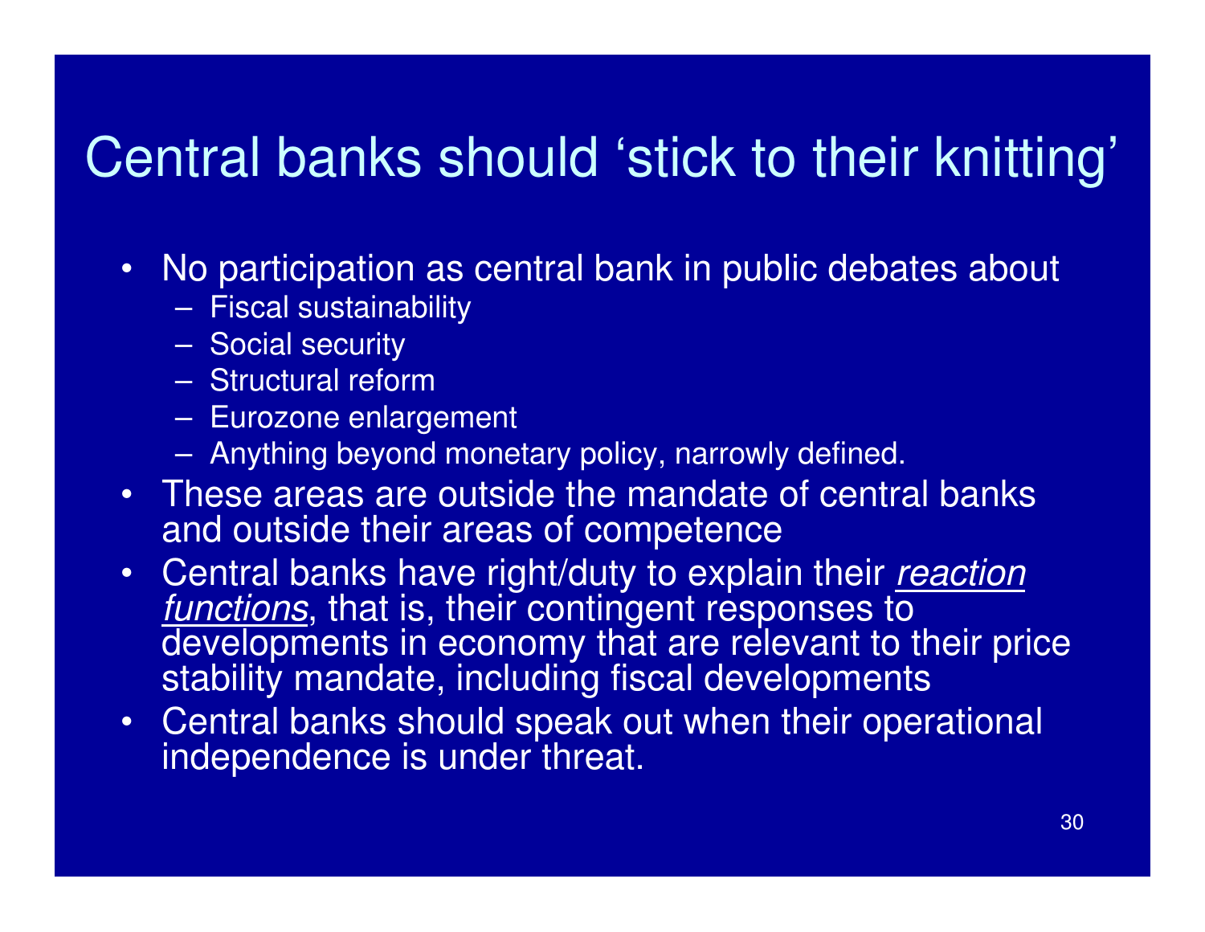# Central banks should 'stick to their knitting'

- No participation as central bank in public debates about
  - Fiscal sustainability
  - Social security
  - Structural reform
  - Eurozone enlargement
  - Anything beyond monetary policy, narrowly defined.
- These areas are outside the mandate of central banks and outside their areas of competence
- Central banks have right/duty to explain their *reaction functions*, that is, their contingent responses to developments in economy that are relevant to their price stability mandate, including fiscal developments
- Central banks should speak out when their operational independence is under threat.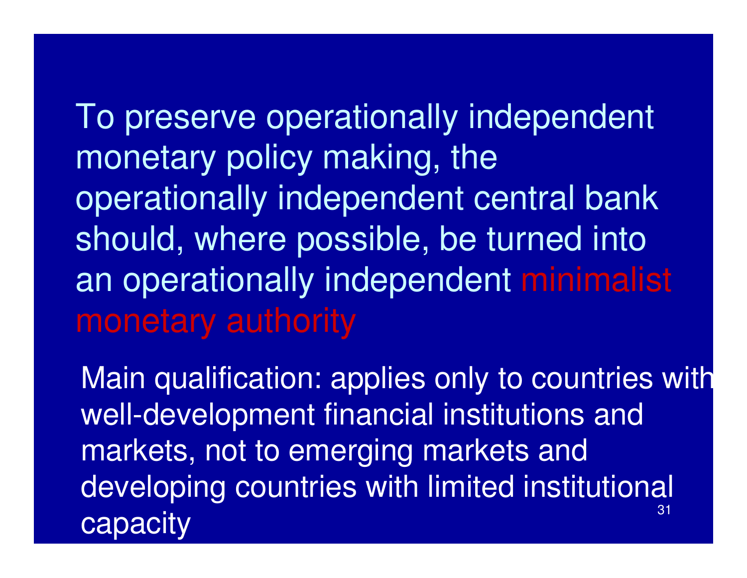To preserve operationally independent monetary policy making, the operationally independent central bank should, where possible, be turned into an operationally independent minimalist monetary authority

Main qualification: applies only to countries with well-development financial institutions and markets, not to emerging markets and developing countries with limited institutional capacity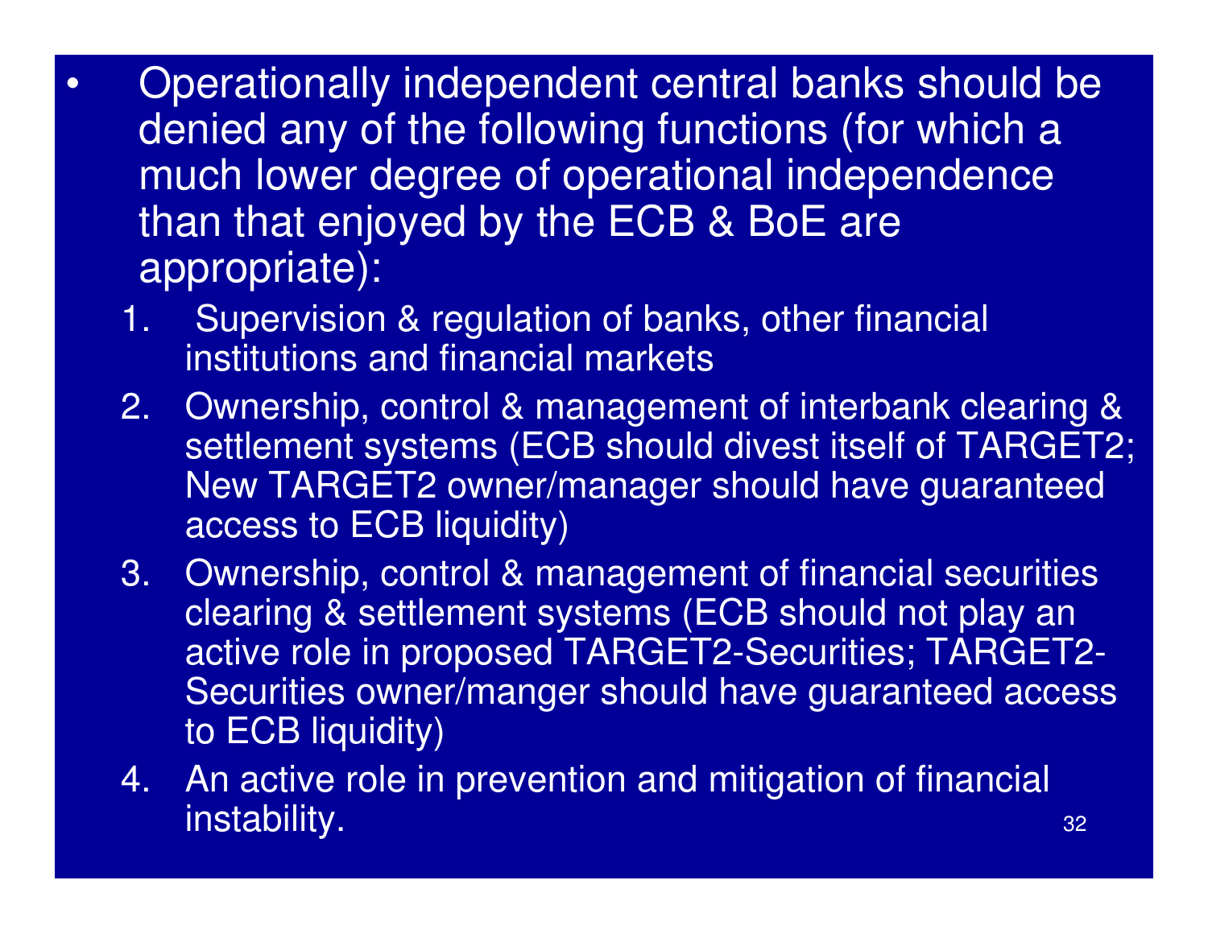- Operationally independent central banks should be denied any of the following functions (for which a much lower degree of operational independence than that enjoyed by the ECB & BoE are appropriate):
  1. Supervision & regulation of banks, other financial institutions and financial markets
  2. Ownership, control & management of interbank clearing & settlement systems (ECB should divest itself of TARGET2; New TARGET2 owner/manager should have guaranteed access to ECB liquidity)
  3. Ownership, control & management of financial securities clearing & settlement systems (ECB should not play an active role in proposed TARGET2-Securities; TARGET2-Securities owner/manger should have guaranteed access to ECB liquidity)
  4. An active role in prevention and mitigation of financial instability.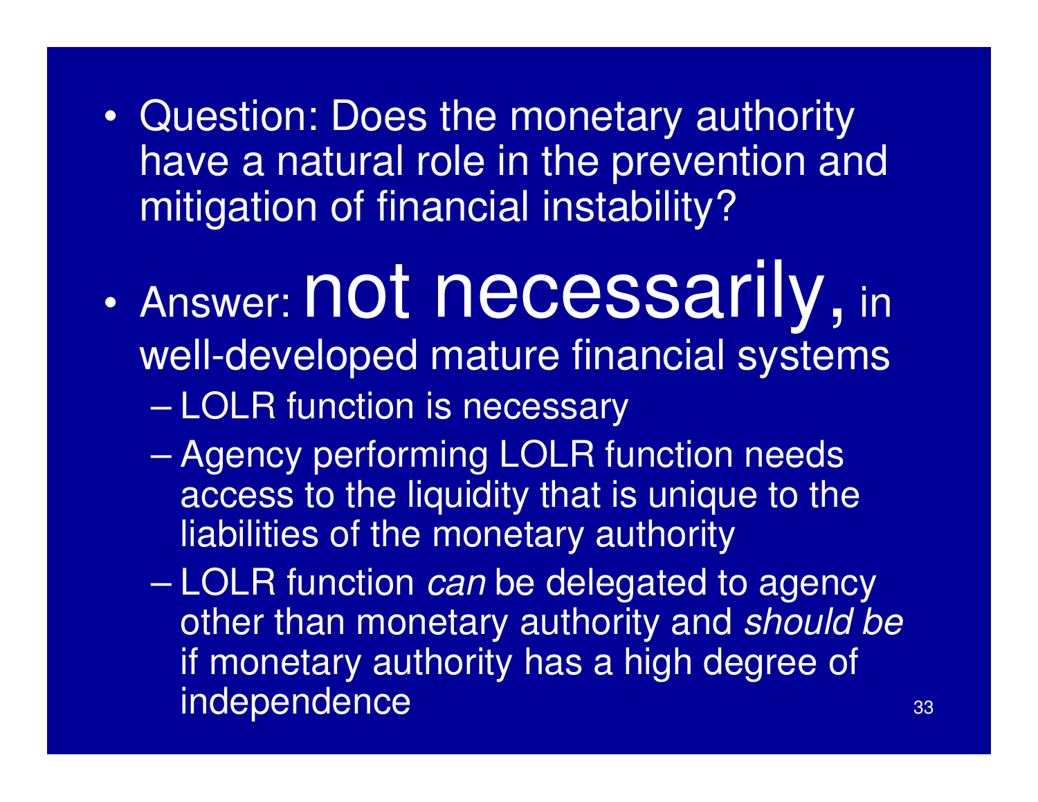- Question: Does the monetary authority have a natural role in the prevention and mitigation of financial instability?
- Answer: **not necessarily**, in well-developed mature financial systems
  - LOLR function is necessary
  - Agency performing LOLR function needs access to the liquidity that is unique to the liabilities of the monetary authority
  - LOLR function *can* be delegated to agency other than monetary authority and *should be* if monetary authority has a high degree of independence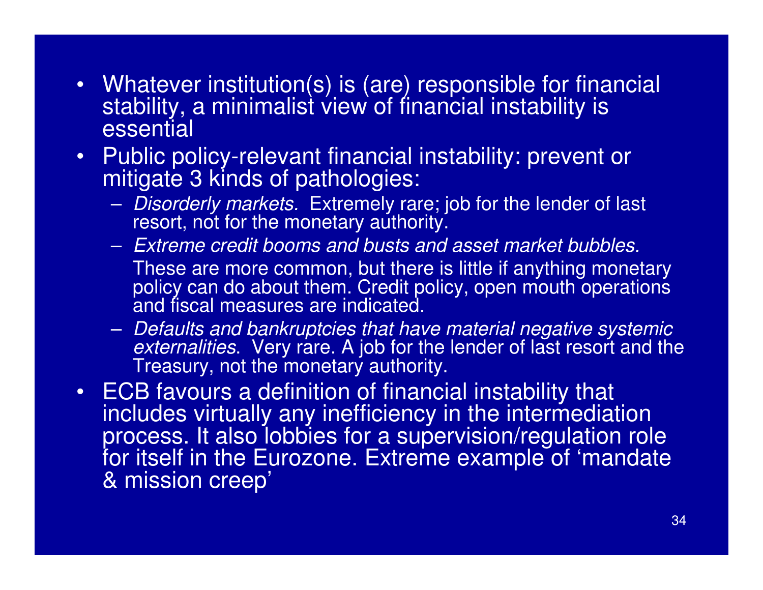- Whatever institution(s) is (are) responsible for financial stability, a minimalist view of financial instability is essential
- Public policy-relevant financial instability: prevent or mitigate 3 kinds of pathologies:
  - *Disorderly markets.* Extremely rare; job for the lender of last resort, not for the monetary authority.
  - *Extreme credit booms and busts and asset market bubbles.* These are more common, but there is little if anything monetary policy can do about them. Credit policy, open mouth operations and fiscal measures are indicated.
  - *Defaults and bankruptcies that have material negative systemic externalities*. Very rare. A job for the lender of last resort and the Treasury, not the monetary authority.
- ECB favours a definition of financial instability that includes virtually any inefficiency in the intermediation process. It also lobbies for a supervision/regulation role for itself in the Eurozone. Extreme example of 'mandate & mission creep'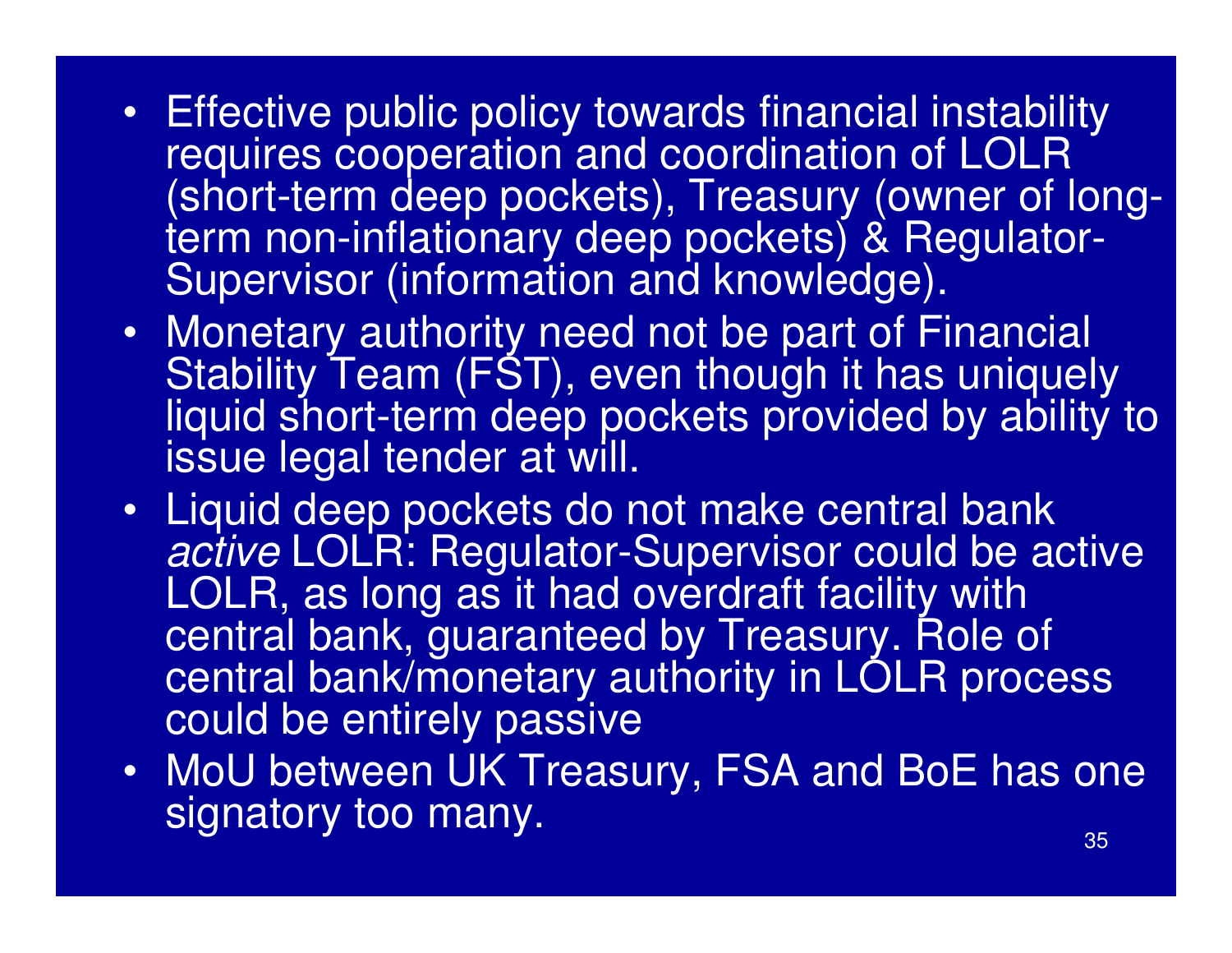- Effective public policy towards financial instability requires cooperation and coordination of LOLR (short-term deep pockets), Treasury (owner of long-term non-inflationary deep pockets) & Regulator-Supervisor (information and knowledge).
- Monetary authority need not be part of Financial Stability Team (FST), even though it has uniquely liquid short-term deep pockets provided by ability to issue legal tender at will.
- Liquid deep pockets do not make central bank *active* LOLR: Regulator-Supervisor could be active LOLR, as long as it had overdraft facility with central bank, guaranteed by Treasury. Role of central bank/monetary authority in LOLR process could be entirely passive
- MoU between UK Treasury, FSA and BoE has one signatory too many.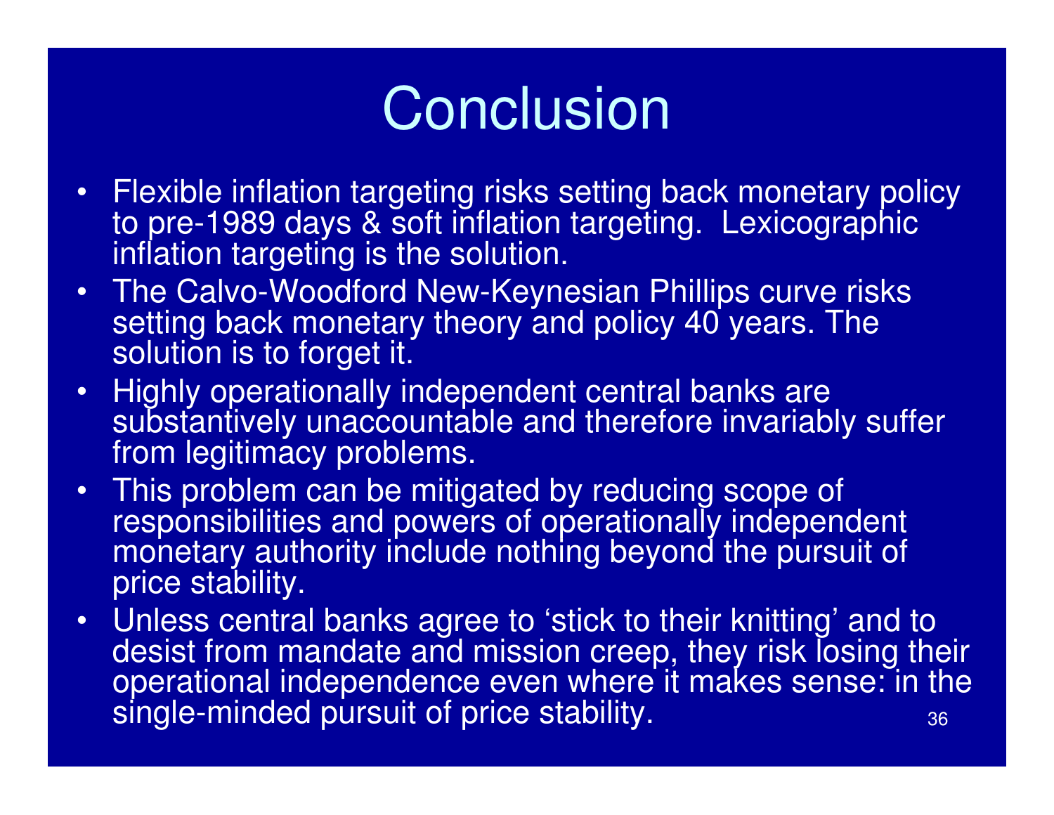# Conclusion

- Flexible inflation targeting risks setting back monetary policy to pre-1989 days & soft inflation targeting. Lexicographic inflation targeting is the solution.
- The Calvo-Woodford New-Keynesian Phillips curve risks setting back monetary theory and policy 40 years. The solution is to forget it.
- Highly operationally independent central banks are substantively unaccountable and therefore invariably suffer from legitimacy problems.
- This problem can be mitigated by reducing scope of responsibilities and powers of operationally independent monetary authority include nothing beyond the pursuit of price stability.
- Unless central banks agree to 'stick to their knitting' and to desist from mandate and mission creep, they risk losing their operational independence even where it makes sense: in the single-minded pursuit of price stability.